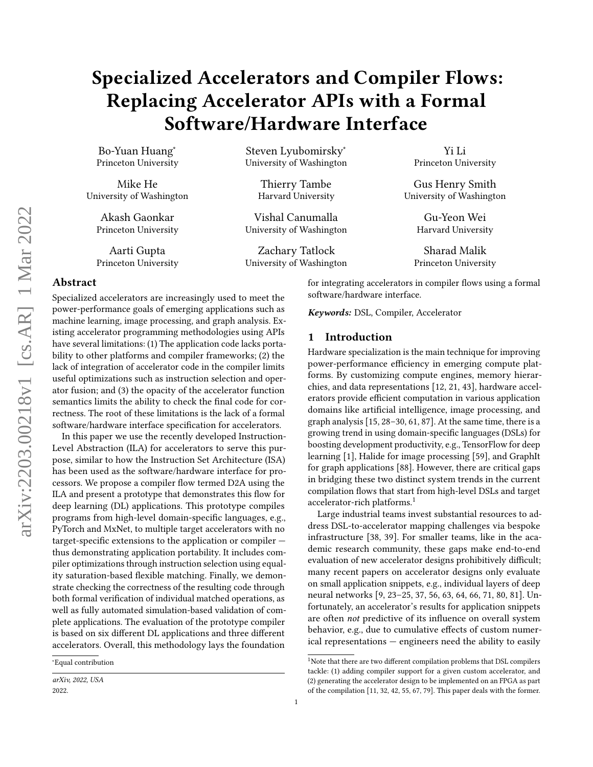# Specialized Accelerators and Compiler Flows: Replacing Accelerator APIs with a Formal Software/Hardware Interface

Bo-Yuan Huang[*] — Princeton University
Steven Lyubomirsky[*] — University of Washington
Yi Li — Princeton University
Mike He — University of Washington
Thierry Tambe — Harvard University
Gus Henry Smith — University of Washington
Akash Gaonkar — Princeton University
Vishal Canumalla — University of Washington
Gu-Yeon Wei — Harvard University
Aarti Gupta — Princeton University
Zachary Tatlock — University of Washington
Sharad Malik — Princeton University

## Abstract

Specialized accelerators are increasingly used to meet the power-performance goals of emerging applications such as machine learning, image processing, and graph analysis. Existing accelerator programming methodologies using APIs have several limitations: (1) The application code lacks portability to other platforms and compiler frameworks; (2) the lack of integration of accelerator code in the compiler limits useful optimizations such as instruction selection and operator fusion; and (3) the opacity of the accelerator function semantics limits the ability to check the final code for correctness. The root of these limitations is the lack of a formal software/hardware interface specification for accelerators.

In this paper we use the recently developed Instruction-Level Abstraction (ILA) for accelerators to serve this purpose, similar to how the Instruction Set Architecture (ISA) has been used as the software/hardware interface for processors. We propose a compiler flow termed D2A using the ILA and present a prototype that demonstrates this flow for deep learning (DL) applications. This prototype compiles programs from high-level domain-specific languages, e.g., PyTorch and MxNet, to multiple target accelerators with no target-specific extensions to the application or compiler — thus demonstrating application portability. It includes compiler optimizations through instruction selection using equality saturation-based flexible matching. Finally, we demonstrate checking the correctness of the resulting code through both formal verification of individual matched operations, as well as fully automated simulation-based validation of complete applications. The evaluation of the prototype compiler is based on six different DL applications and three different accelerators. Overall, this methodology lays the foundation for integrating accelerators in compiler flows using a formal software/hardware interface.

*Keywords:* DSL, Compiler, Accelerator

## 1 Introduction

Hardware specialization is the main technique for improving power-performance efficiency in emerging compute platforms. By customizing compute engines, memory hierarchies, and data representations [12, 21, 43], hardware accelerators provide efficient computation in various application domains like artificial intelligence, image processing, and graph analysis [15, 28–30, 61, 87]. At the same time, there is a growing trend in using domain-specific languages (DSLs) for boosting development productivity, e.g., TensorFlow for deep learning [1], Halide for image processing [59], and GraphIt for graph applications [88]. However, there are critical gaps in bridging these two distinct system trends in the current compilation flows that start from high-level DSLs and target accelerator-rich platforms.[1]

Large industrial teams invest substantial resources to address DSL-to-accelerator mapping challenges via bespoke infrastructure [38, 39]. For smaller teams, like in the academic research community, these gaps make end-to-end evaluation of new accelerator designs prohibitively difficult; many recent papers on accelerator designs only evaluate on small application snippets, e.g., individual layers of deep neural networks [9, 23–25, 37, 56, 63, 64, 66, 71, 80, 81]. Unfortunately, an accelerator's results for application snippets are often *not* predictive of its influence on overall system behavior, e.g., due to cumulative effects of custom numerical representations — engineers need the ability to easily

[*]Equal contribution

*arXiv, 2022, USA*
2022.

[1]Note that there are two different compilation problems that DSL compilers tackle: (1) adding compiler support for a given custom accelerator, and (2) generating the accelerator design to be implemented on an FPGA as part of the compilation [11, 32, 42, 55, 67, 79]. This paper deals with the former.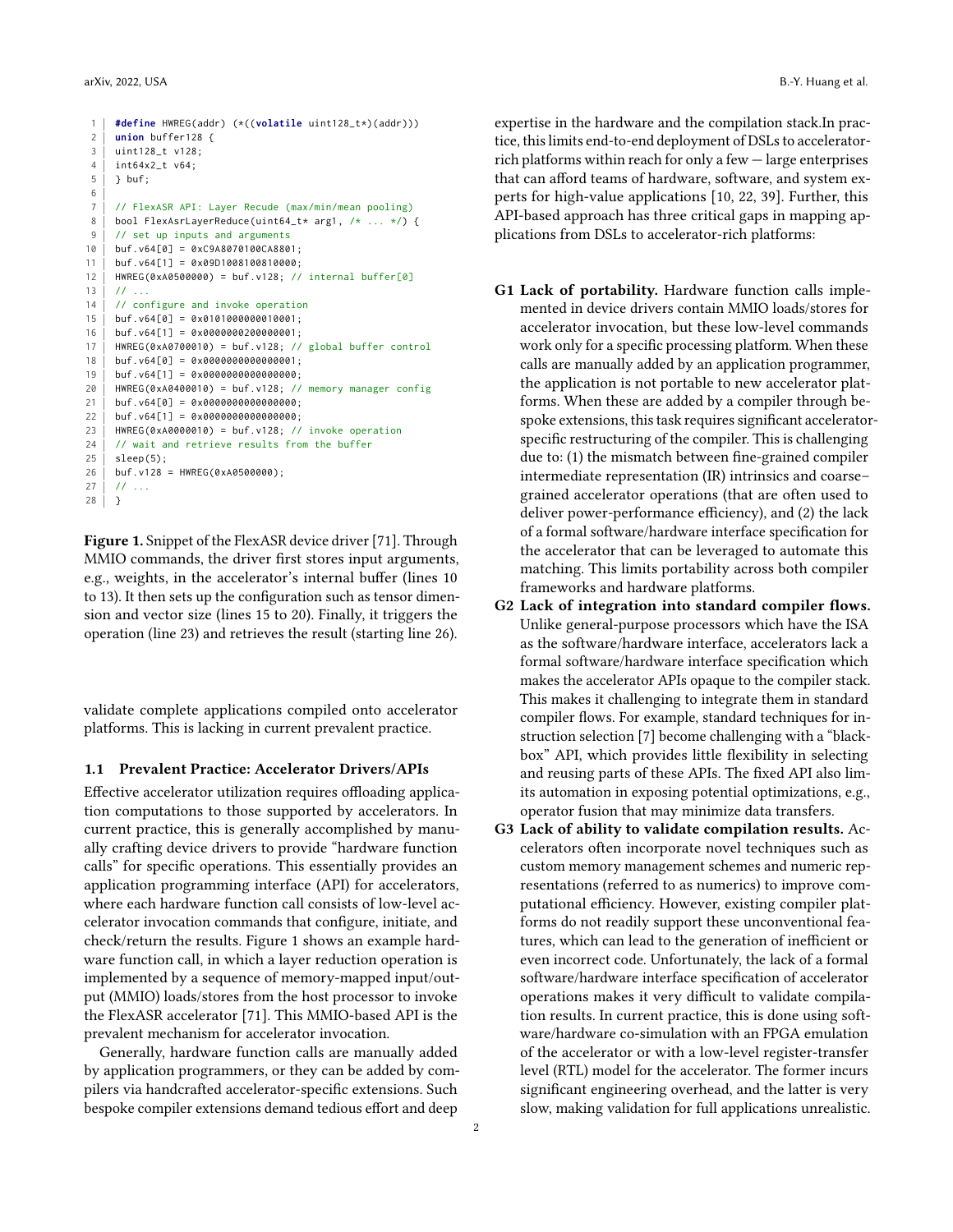```c
#define HWREG(addr) (*((volatile uint128_t*)(addr)))
union buffer128 {
uint128_t v128;
int64x2_t v64;
} buf;

// FlexASR API: Layer Recude (max/min/mean pooling)
bool FlexAsrLayerReduce(uint64_t* arg1, /* ... */) {
// set up inputs and arguments
buf.v64[0] = 0xC9A8070100CA8801;
buf.v64[1] = 0x09D1008100810000;
HWREG(0xA0500000) = buf.v128; // internal buffer[0]
// ...
// configure and invoke operation
buf.v64[0] = 0x0101000000010001;
buf.v64[1] = 0x0000000200000001;
HWREG(0xA0700010) = buf.v128; // global buffer control
buf.v64[0] = 0x0000000000000001;
buf.v64[1] = 0x0000000000000000;
HWREG(0xA0400010) = buf.v128; // memory manager config
buf.v64[0] = 0x0000000000000000;
buf.v64[1] = 0x0000000000000000;
HWREG(0xA0000010) = buf.v128; // invoke operation
// wait and retrieve results from the buffer
sleep(5);
buf.v128 = HWREG(0xA0500000);
// ...
}
```

**Figure 1.** Snippet of the FlexASR device driver [71]. Through MMIO commands, the driver first stores input arguments, e.g., weights, in the accelerator's internal buffer (lines 10 to 13). It then sets up the configuration such as tensor dimension and vector size (lines 15 to 20). Finally, it triggers the operation (line 23) and retrieves the result (starting line 26).

validate complete applications compiled onto accelerator platforms. This is lacking in current prevalent practice.

### 1.1 Prevalent Practice: Accelerator Drivers/APIs

Effective accelerator utilization requires offloading application computations to those supported by accelerators. In current practice, this is generally accomplished by manually crafting device drivers to provide "hardware function calls" for specific operations. This essentially provides an application programming interface (API) for accelerators, where each hardware function call consists of low-level accelerator invocation commands that configure, initiate, and check/return the results. Figure 1 shows an example hardware function call, in which a layer reduction operation is implemented by a sequence of memory-mapped input/output (MMIO) loads/stores from the host processor to invoke the FlexASR accelerator [71]. This MMIO-based API is the prevalent mechanism for accelerator invocation.

Generally, hardware function calls are manually added by application programmers, or they can be added by compilers via handcrafted accelerator-specific extensions. Such bespoke compiler extensions demand tedious effort and deep expertise in the hardware and the compilation stack.In practice, this limits end-to-end deployment of DSLs to accelerator-rich platforms within reach for only a few — large enterprises that can afford teams of hardware, software, and system experts for high-value applications [10, 22, 39]. Further, this API-based approach has three critical gaps in mapping applications from DSLs to accelerator-rich platforms:

- **G1 Lack of portability.** Hardware function calls implemented in device drivers contain MMIO loads/stores for accelerator invocation, but these low-level commands work only for a specific processing platform. When these calls are manually added by an application programmer, the application is not portable to new accelerator platforms. When these are added by a compiler through bespoke extensions, this task requires significant accelerator-specific restructuring of the compiler. This is challenging due to: (1) the mismatch between fine-grained compiler intermediate representation (IR) intrinsics and coarse–grained accelerator operations (that are often used to deliver power-performance efficiency), and (2) the lack of a formal software/hardware interface specification for the accelerator that can be leveraged to automate this matching. This limits portability across both compiler frameworks and hardware platforms.
- **G2 Lack of integration into standard compiler flows.** Unlike general-purpose processors which have the ISA as the software/hardware interface, accelerators lack a formal software/hardware interface specification which makes the accelerator APIs opaque to the compiler stack. This makes it challenging to integrate them in standard compiler flows. For example, standard techniques for instruction selection [7] become challenging with a "black-box" API, which provides little flexibility in selecting and reusing parts of these APIs. The fixed API also limits its automation in exposing potential optimizations, e.g., operator fusion that may minimize data transfers.
- **G3 Lack of ability to validate compilation results.** Accelerators often incorporate novel techniques such as custom memory management schemes and numeric representations (referred to as numerics) to improve computational efficiency. However, existing compiler platforms do not readily support these unconventional features, which can lead to the generation of inefficient or even incorrect code. Unfortunately, the lack of a formal software/hardware interface specification of accelerator operations makes it very difficult to validate compilation results. In current practice, this is done using software/hardware co-simulation with an FPGA emulation of the accelerator or with a low-level register-transfer level (RTL) model for the accelerator. The former incurs significant engineering overhead, and the latter is very slow, making validation for full applications unrealistic.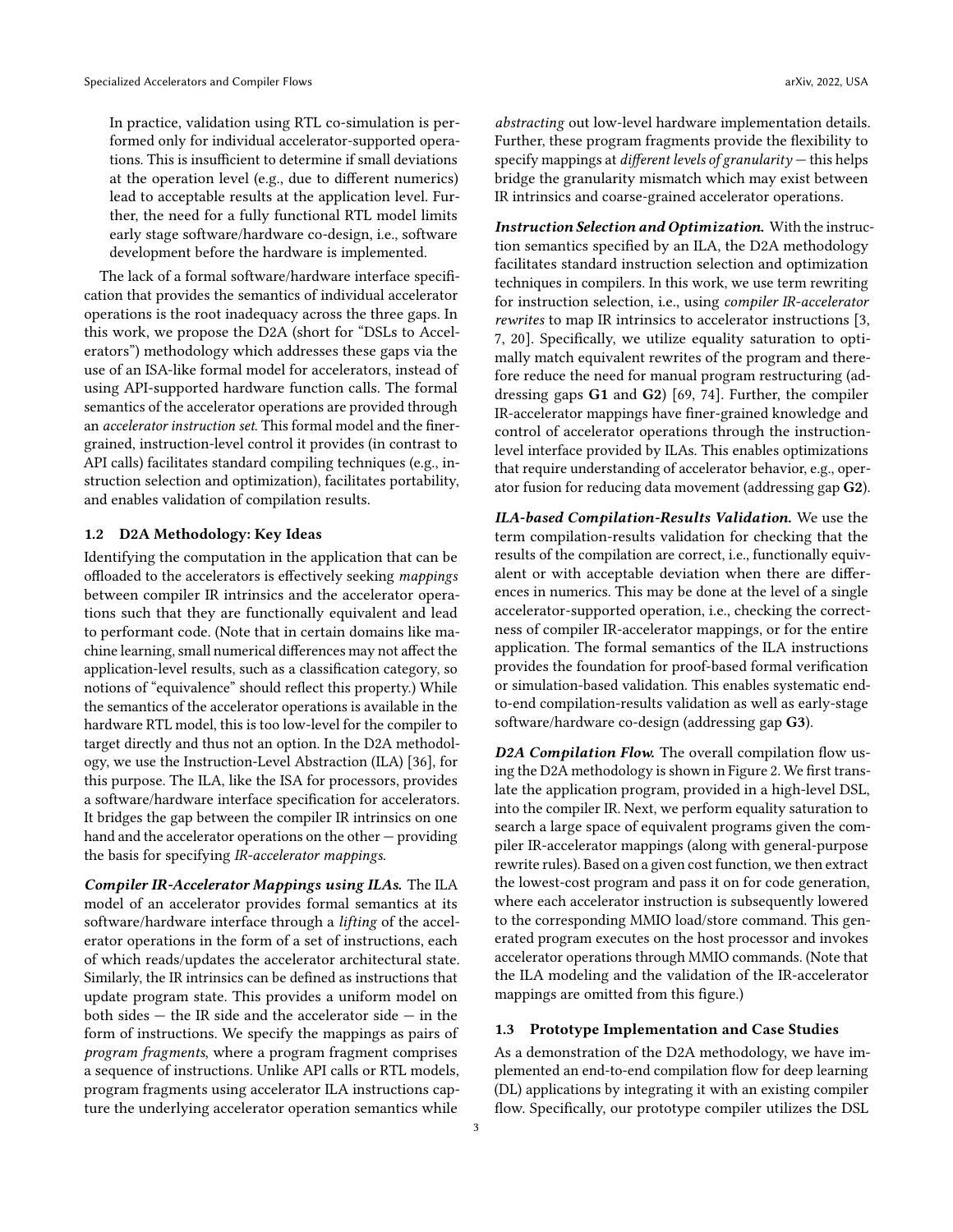In practice, validation using RTL co-simulation is performed only for individual accelerator-supported operations. This is insufficient to determine if small deviations at the operation level (e.g., due to different numerics) lead to acceptable results at the application level. Further, the need for a fully functional RTL model limits early stage software/hardware co-design, i.e., software development before the hardware is implemented.

The lack of a formal software/hardware interface specification that provides the semantics of individual accelerator operations is the root inadequacy across the three gaps. In this work, we propose the D2A (short for "DSLs to Accelerators") methodology which addresses these gaps via the use of an ISA-like formal model for accelerators, instead of using API-supported hardware function calls. The formal semantics of the accelerator operations are provided through an *accelerator instruction set*. This formal model and the finer-grained, instruction-level control it provides (in contrast to API calls) facilitates standard compiling techniques (e.g., instruction selection and optimization), facilitates portability, and enables validation of compilation results.

## 1.2 D2A Methodology: Key Ideas

Identifying the computation in the application that can be offloaded to the accelerators is effectively seeking *mappings* between compiler IR intrinsics and the accelerator operations such that they are functionally equivalent and lead to performant code. (Note that in certain domains like machine learning, small numerical differences may not affect the application-level results, such as a classification category, so notions of "equivalence" should reflect this property.) While the semantics of the accelerator operations is available in the hardware RTL model, this is too low-level for the compiler to target directly and thus not an option. In the D2A methodology, we use the Instruction-Level Abstraction (ILA) [36], for this purpose. The ILA, like the ISA for processors, provides a software/hardware interface specification for accelerators. It bridges the gap between the compiler IR intrinsics on one hand and the accelerator operations on the other — providing the basis for specifying *IR-accelerator mappings*.

***Compiler IR-Accelerator Mappings using ILAs.*** The ILA model of an accelerator provides formal semantics at its software/hardware interface through a *lifting* of the accelerator operations in the form of a set of instructions, each of which reads/updates the accelerator architectural state. Similarly, the IR intrinsics can be defined as instructions that update program state. This provides a uniform model on both sides — the IR side and the accelerator side — in the form of instructions. We specify the mappings as pairs of *program fragments*, where a program fragment comprises a sequence of instructions. Unlike API calls or RTL models, program fragments using accelerator ILA instructions capture the underlying accelerator operation semantics while *abstracting* out low-level hardware implementation details. Further, these program fragments provide the flexibility to specify mappings at *different levels of granularity* — this helps bridge the granularity mismatch which may exist between IR intrinsics and coarse-grained accelerator operations.

***Instruction Selection and Optimization.*** With the instruction semantics specified by an ILA, the D2A methodology facilitates standard instruction selection and optimization techniques in compilers. In this work, we use term rewriting for instruction selection, i.e., using *compiler IR-accelerator rewrites* to map IR intrinsics to accelerator instructions [3, 7, 20]. Specifically, we utilize equality saturation to optimally match equivalent rewrites of the program and therefore reduce the need for manual program restructuring (addressing gaps **G1** and **G2**) [69, 74]. Further, the compiler IR-accelerator mappings have finer-grained knowledge and control of accelerator operations through the instruction-level interface provided by ILAs. This enables optimizations that require understanding of accelerator behavior, e.g., operator fusion for reducing data movement (addressing gap **G2**).

***ILA-based Compilation-Results Validation.*** We use the term compilation-results validation for checking that the results of the compilation are correct, i.e., functionally equivalent or with acceptable deviation when there are differences in numerics. This may be done at the level of a single accelerator-supported operation, i.e., checking the correctness of compiler IR-accelerator mappings, or for the entire application. The formal semantics of the ILA instructions provides the foundation for proof-based formal verification or simulation-based validation. This enables systematic end-to-end compilation-results validation as well as early-stage software/hardware co-design (addressing gap **G3**).

***D2A Compilation Flow.*** The overall compilation flow using the D2A methodology is shown in Figure 2. We first translate the application program, provided in a high-level DSL, into the compiler IR. Next, we perform equality saturation to search a large space of equivalent programs given the compiler IR-accelerator mappings (along with general-purpose rewrite rules). Based on a given cost function, we then extract the lowest-cost program and pass it on for code generation, where each accelerator instruction is subsequently lowered to the corresponding MMIO load/store command. This generated program executes on the host processor and invokes accelerator operations through MMIO commands. (Note that the ILA modeling and the validation of the IR-accelerator mappings are omitted from this figure.)

## 1.3 Prototype Implementation and Case Studies

As a demonstration of the D2A methodology, we have implemented an end-to-end compilation flow for deep learning (DL) applications by integrating it with an existing compiler flow. Specifically, our prototype compiler utilizes the DSL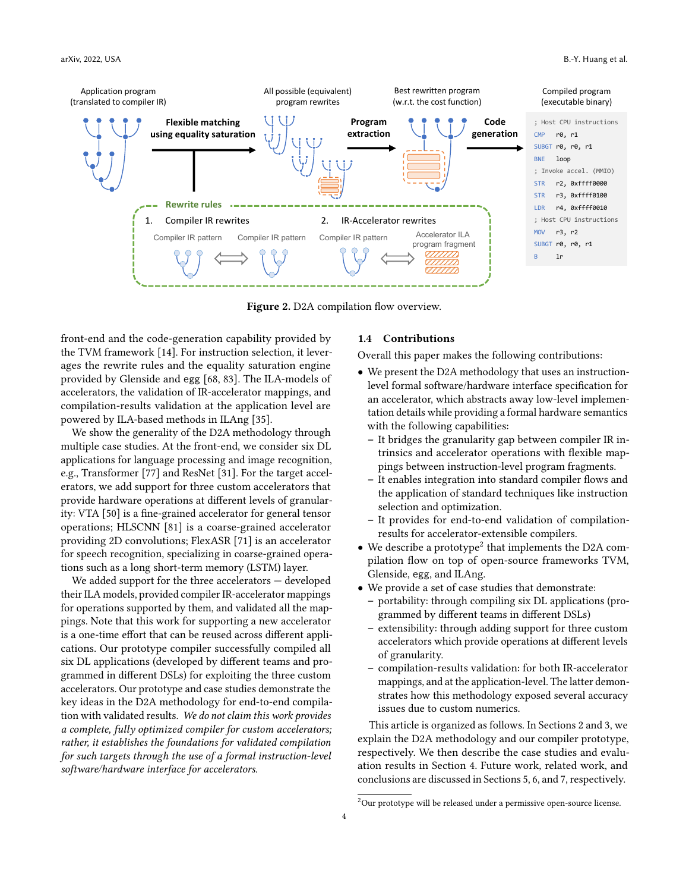Figure 2. D2A compilation flow overview.

front-end and the code-generation capability provided by the TVM framework [14]. For instruction selection, it leverages the rewrite rules and the equality saturation engine provided by Glenside and egg [68, 83]. The ILA-models of accelerators, the validation of IR-accelerator mappings, and compilation-results validation at the application level are powered by ILA-based methods in ILAng [35].

We show the generality of the D2A methodology through multiple case studies. At the front-end, we consider six DL applications for language processing and image recognition, e.g., Transformer [77] and ResNet [31]. For the target accelerators, we add support for three custom accelerators that provide hardware operations at different levels of granularity: VTA [50] is a fine-grained accelerator for general tensor operations; HLSCNN [81] is a coarse-grained accelerator providing 2D convolutions; FlexASR [71] is an accelerator for speech recognition, specializing in coarse-grained operations such as a long short-term memory (LSTM) layer.

We added support for the three accelerators — developed their ILA models, provided compiler IR-accelerator mappings for operations supported by them, and validated all the mappings. Note that this work for supporting a new accelerator is a one-time effort that can be reused across different applications. Our prototype compiler successfully compiled all six DL applications (developed by different teams and programmed in different DSLs) for exploiting the three custom accelerators. Our prototype and case studies demonstrate the key ideas in the D2A methodology for end-to-end compilation with validated results. *We do not claim this work provides a complete, fully optimized compiler for custom accelerators; rather, it establishes the foundations for validated compilation for such targets through the use of a formal instruction-level software/hardware interface for accelerators.*

## 1.4 Contributions

Overall this paper makes the following contributions:

- We present the D2A methodology that uses an instruction-level formal software/hardware interface specification for an accelerator, which abstracts away low-level implementation details while providing a formal hardware semantics with the following capabilities:
  - It bridges the granularity gap between compiler IR intrinsics and accelerator operations with flexible mappings between instruction-level program fragments.
  - It enables integration into standard compiler flows and the application of standard techniques like instruction selection and optimization.
  - It provides for end-to-end validation of compilation-results for accelerator-extensible compilers.
- We describe a prototype[2] that implements the D2A compilation flow on top of open-source frameworks TVM, Glenside, egg, and ILAng.
- We provide a set of case studies that demonstrate:
  - portability: through compiling six DL applications (programmed by different teams in different DSLs)
  - extensibility: through adding support for three custom accelerators which provide operations at different levels of granularity.
  - compilation-results validation: for both IR-accelerator mappings, and at the application-level. The latter demonstrates how this methodology exposed several accuracy issues due to custom numerics.

This article is organized as follows. In Sections 2 and 3, we explain the D2A methodology and our compiler prototype, respectively. We then describe the case studies and evaluation results in Section 4. Future work, related work, and conclusions are discussed in Sections 5, 6, and 7, respectively.

[2] Our prototype will be released under a permissive open-source license.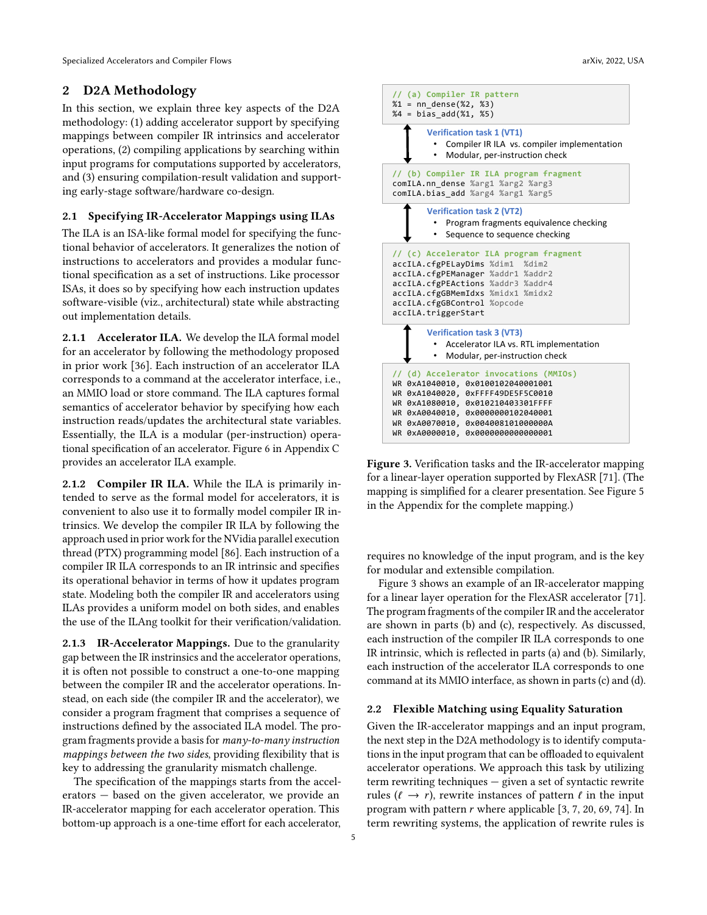## 2 D2A Methodology

In this section, we explain three key aspects of the D2A methodology: (1) adding accelerator support by specifying mappings between compiler IR intrinsics and accelerator operations, (2) compiling applications by searching within input programs for computations supported by accelerators, and (3) ensuring compilation-result validation and supporting early-stage software/hardware co-design.

### 2.1 Specifying IR-Accelerator Mappings using ILAs

The ILA is an ISA-like formal model for specifying the functional behavior of accelerators. It generalizes the notion of instructions to accelerators and provides a modular functional specification as a set of instructions. Like processor ISAs, it does so by specifying how each instruction updates software-visible (viz., architectural) state while abstracting out implementation details.

**2.1.1 Accelerator ILA.** We develop the ILA formal model for an accelerator by following the methodology proposed in prior work [36]. Each instruction of an accelerator ILA corresponds to a command at the accelerator interface, i.e., an MMIO load or store command. The ILA captures formal semantics of accelerator behavior by specifying how each instruction reads/updates the architectural state variables. Essentially, the ILA is a modular (per-instruction) operational specification of an accelerator. Figure 6 in Appendix C provides an accelerator ILA example.

**2.1.2 Compiler IR ILA.** While the ILA is primarily intended to serve as the formal model for accelerators, it is convenient to also use it to formally model compiler IR intrinsics. We develop the compiler IR ILA by following the approach used in prior work for the NVidia parallel execution thread (PTX) programming model [86]. Each instruction of a compiler IR ILA corresponds to an IR intrinsic and specifies its operational behavior in terms of how it updates program state. Modeling both the compiler IR and accelerators using ILAs provides a uniform model on both sides, and enables the use of the ILAng toolkit for their verification/validation.

**2.1.3 IR-Accelerator Mappings.** Due to the granularity gap between the IR instrinsics and the accelerator operations, it is often not possible to construct a one-to-one mapping between the compiler IR and the accelerator operations. Instead, on each side (the compiler IR and the accelerator), we consider a program fragment that comprises a sequence of instructions defined by the associated ILA model. The program fragments provide a basis for *many-to-many instruction mappings between the two sides*, providing flexibility that is key to addressing the granularity mismatch challenge.

The specification of the mappings starts from the accelerators — based on the given accelerator, we provide an IR-accelerator mapping for each accelerator operation. This bottom-up approach is a one-time effort for each accelerator, requires no knowledge of the input program, and is the key for modular and extensible compilation.

```
// (a) Compiler IR pattern
%1 = nn_dense(%2, %3)
%4 = bias_add(%1, %5)
```

**Verification task 1 (VT1)**
- Compiler IR ILA vs. compiler implementation
- Modular, per-instruction check

```
// (b) Compiler IR ILA program fragment
comILA.nn_dense %arg1 %arg2 %arg3
comILA.bias_add %arg4 %arg1 %arg5
```

**Verification task 2 (VT2)**
- Program fragments equivalence checking
- Sequence to sequence checking

```
// (c) Accelerator ILA program fragment
accILA.cfgPELayDims %dim1  %dim2
accILA.cfgPEManager %addr1 %addr2
accILA.cfgPEActions %addr3 %addr4
accILA.cfgGBMemIdxs %midx1 %midx2
accILA.cfgGBControl %opcode
accILA.triggerStart
```

**Verification task 3 (VT3)**
- Accelerator ILA vs. RTL implementation
- Modular, per-instruction check

```
// (d) Accelerator invocations (MMIOs)
WR 0xA1040010, 0x0100102040001001
WR 0xA1040020, 0xFFFF49DE5F5C0010
WR 0xA1080010, 0x010210403301FFFF
WR 0xA0040010, 0x0000000102040001
WR 0xA0070010, 0x004008101000000A
WR 0xA0000010, 0x0000000000000001
```

**Figure 3.** Verification tasks and the IR-accelerator mapping for a linear-layer operation supported by FlexASR [71]. (The mapping is simplified for a clearer presentation. See Figure 5 in the Appendix for the complete mapping.)

Figure 3 shows an example of an IR-accelerator mapping for a linear layer operation for the FlexASR accelerator [71]. The program fragments of the compiler IR and the accelerator are shown in parts (b) and (c), respectively. As discussed, each instruction of the compiler IR ILA corresponds to one IR intrinsic, which is reflected in parts (a) and (b). Similarly, each instruction of the accelerator ILA corresponds to one command at its MMIO interface, as shown in parts (c) and (d).

### 2.2 Flexible Matching using Equality Saturation

Given the IR-accelerator mappings and an input program, the next step in the D2A methodology is to identify computations in the input program that can be offloaded to equivalent accelerator operations. We approach this task by utilizing term rewriting techniques — given a set of syntactic rewrite rules ($\ell \rightarrow r$), rewrite instances of pattern $\ell$ in the input program with pattern $r$ where applicable [3, 7, 20, 69, 74]. In term rewriting systems, the application of rewrite rules is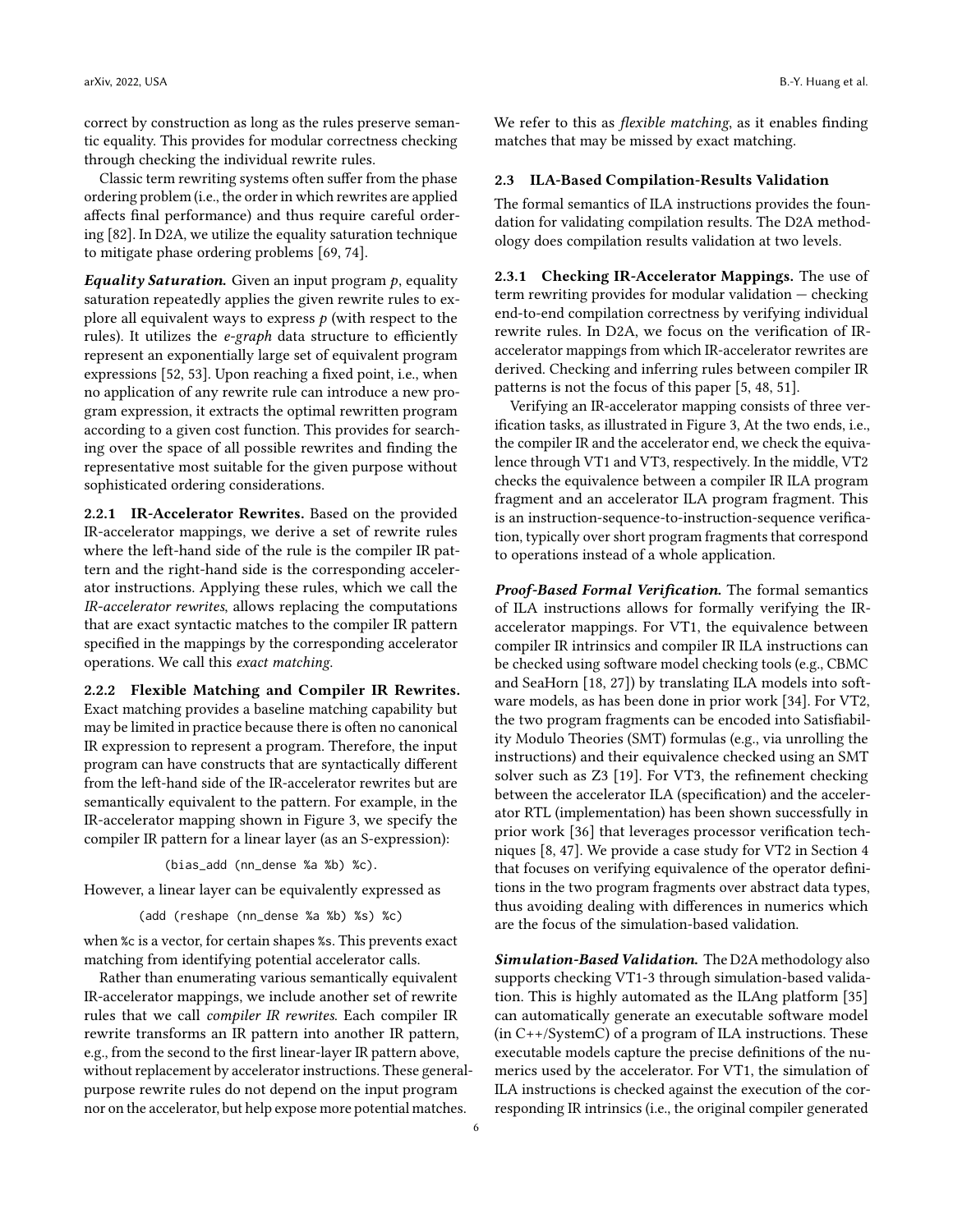correct by construction as long as the rules preserve semantic equality. This provides for modular correctness checking through checking the individual rewrite rules.

Classic term rewriting systems often suffer from the phase ordering problem (i.e., the order in which rewrites are applied affects final performance) and thus require careful ordering [82]. In D2A, we utilize the equality saturation technique to mitigate phase ordering problems [69, 74].

***Equality Saturation.*** Given an input program $p$, equality saturation repeatedly applies the given rewrite rules to explore all equivalent ways to express $p$ (with respect to the rules). It utilizes the *e-graph* data structure to efficiently represent an exponentially large set of equivalent program expressions [52, 53]. Upon reaching a fixed point, i.e., when no application of any rewrite rule can introduce a new program expression, it extracts the optimal rewritten program according to a given cost function. This provides for searching over the space of all possible rewrites and finding the representative most suitable for the given purpose without sophisticated ordering considerations.

#### 2.2.1 IR-Accelerator Rewrites.

Based on the provided IR-accelerator mappings, we derive a set of rewrite rules where the left-hand side of the rule is the compiler IR pattern and the right-hand side is the corresponding accelerator instructions. Applying these rules, which we call the *IR-accelerator rewrites*, allows replacing the computations that are exact syntactic matches to the compiler IR pattern specified in the mappings by the corresponding accelerator operations. We call this *exact matching*.

#### 2.2.2 Flexible Matching and Compiler IR Rewrites.

Exact matching provides a baseline matching capability but may be limited in practice because there is often no canonical IR expression to represent a program. Therefore, the input program can have constructs that are syntactically different from the left-hand side of the IR-accelerator rewrites but are semantically equivalent to the pattern. For example, in the IR-accelerator mapping shown in Figure 3, we specify the compiler IR pattern for a linear layer (as an S-expression):

```
(bias_add (nn_dense %a %b) %c).
```

However, a linear layer can be equivalently expressed as

```
(add (reshape (nn_dense %a %b) %s) %c)
```

when `%c` is a vector, for certain shapes `%s`. This prevents exact matching from identifying potential accelerator calls.

Rather than enumerating various semantically equivalent IR-accelerator mappings, we include another set of rewrite rules that we call *compiler IR rewrites*. Each compiler IR rewrite transforms an IR pattern into another IR pattern, e.g., from the second to the first linear-layer IR pattern above, without replacement by accelerator instructions. These general-purpose rewrite rules do not depend on the input program nor on the accelerator, but help expose more potential matches. We refer to this as *flexible matching*, as it enables finding matches that may be missed by exact matching.

### 2.3 ILA-Based Compilation-Results Validation

The formal semantics of ILA instructions provides the foundation for validating compilation results. The D2A methodology does compilation results validation at two levels.

#### 2.3.1 Checking IR-Accelerator Mappings.

The use of term rewriting provides for modular validation — checking end-to-end compilation correctness by verifying individual rewrite rules. In D2A, we focus on the verification of IR-accelerator mappings from which IR-accelerator rewrites are derived. Checking and inferring rules between compiler IR patterns is not the focus of this paper [5, 48, 51].

Verifying an IR-accelerator mapping consists of three verification tasks, as illustrated in Figure 3, At the two ends, i.e., the compiler IR and the accelerator end, we check the equivalence through VT1 and VT3, respectively. In the middle, VT2 checks the equivalence between a compiler IR ILA program fragment and an accelerator ILA program fragment. This is an instruction-sequence-to-instruction-sequence verification, typically over short program fragments that correspond to operations instead of a whole application.

***Proof-Based Formal Verification.*** The formal semantics of ILA instructions allows for formally verifying the IR-accelerator mappings. For VT1, the equivalence between compiler IR intrinsics and compiler IR ILA instructions can be checked using software model checking tools (e.g., CBMC and SeaHorn [18, 27]) by translating ILA models into software models, as has been done in prior work [34]. For VT2, the two program fragments can be encoded into Satisfiability Modulo Theories (SMT) formulas (e.g., via unrolling the instructions) and their equivalence checked using an SMT solver such as Z3 [19]. For VT3, the refinement checking between the accelerator ILA (specification) and the accelerator RTL (implementation) has been shown successfully in prior work [36] that leverages processor verification techniques [8, 47]. We provide a case study for VT2 in Section 4 that focuses on verifying equivalence of the operator definitions in the two program fragments over abstract data types, thus avoiding dealing with differences in numerics which are the focus of the simulation-based validation.

***Simulation-Based Validation.*** The D2A methodology also supports checking VT1-3 through simulation-based validation. This is highly automated as the ILAng platform [35] can automatically generate an executable software model (in C++/SystemC) of a program of ILA instructions. These executable models capture the precise definitions of the numerics used by the accelerator. For VT1, the simulation of ILA instructions is checked against the execution of the corresponding IR intrinsics (i.e., the original compiler generated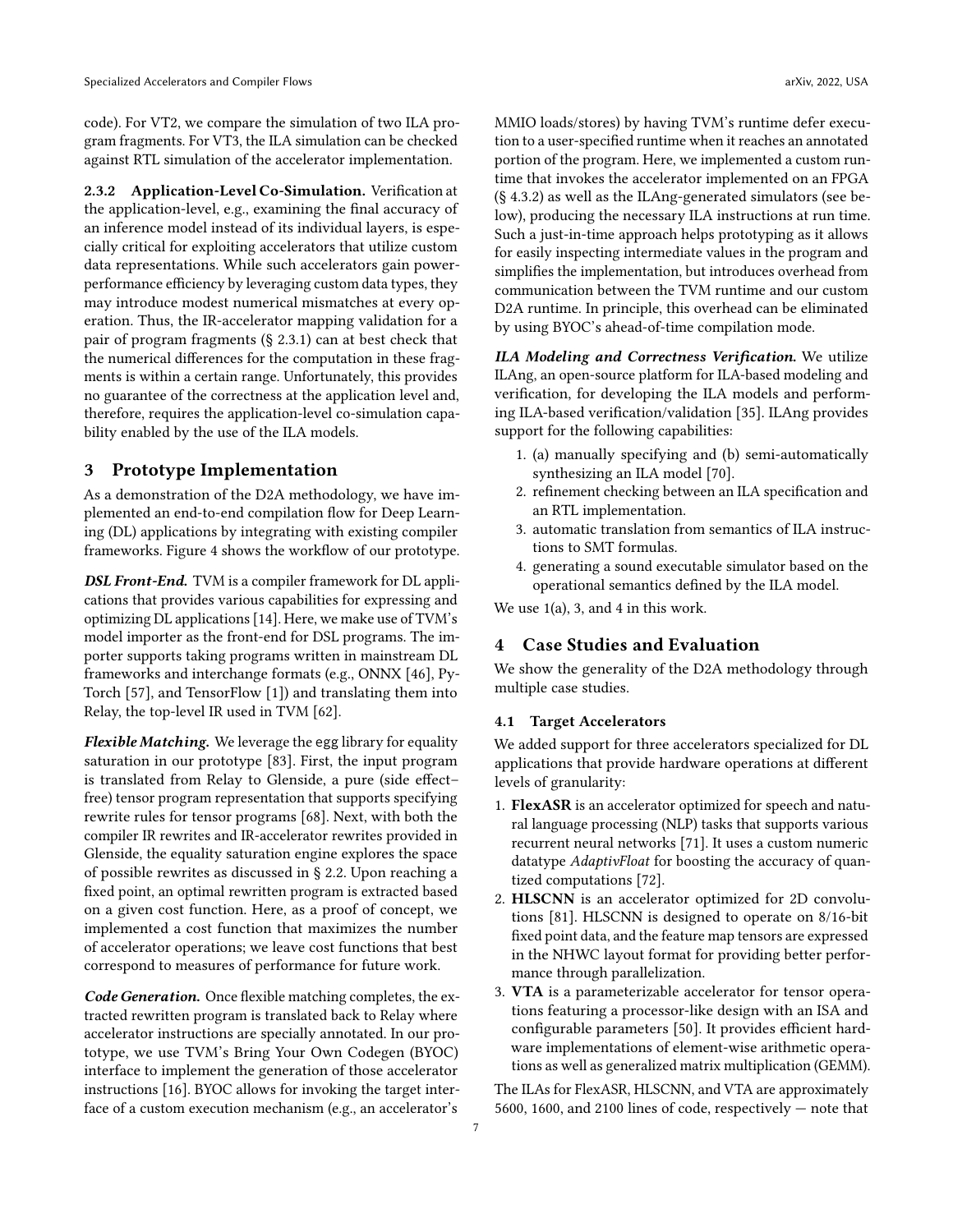code). For VT2, we compare the simulation of two ILA program fragments. For VT3, the ILA simulation can be checked against RTL simulation of the accelerator implementation.

#### 2.3.2 Application-Level Co-Simulation.

Verification at the application-level, e.g., examining the final accuracy of an inference model instead of its individual layers, is especially critical for exploiting accelerators that utilize custom data representations. While such accelerators gain power-performance efficiency by leveraging custom data types, they may introduce modest numerical mismatches at every operation. Thus, the IR-accelerator mapping validation for a pair of program fragments (§ 2.3.1) can at best check that the numerical differences for the computation in these fragments is within a certain range. Unfortunately, this provides no guarantee of the correctness at the application level and, therefore, requires the application-level co-simulation capability enabled by the use of the ILA models.

## 3 Prototype Implementation

As a demonstration of the D2A methodology, we have implemented an end-to-end compilation flow for Deep Learning (DL) applications by integrating with existing compiler frameworks. Figure 4 shows the workflow of our prototype.

***DSL Front-End.*** TVM is a compiler framework for DL applications that provides various capabilities for expressing and optimizing DL applications [14]. Here, we make use of TVM's model importer as the front-end for DSL programs. The importer supports taking programs written in mainstream DL frameworks and interchange formats (e.g., ONNX [46], PyTorch [57], and TensorFlow [1]) and translating them into Relay, the top-level IR used in TVM [62].

***Flexible Matching.*** We leverage the egg library for equality saturation in our prototype [83]. First, the input program is translated from Relay to Glenside, a pure (side effect–free) tensor program representation that supports specifying rewrite rules for tensor programs [68]. Next, with both the compiler IR rewrites and IR-accelerator rewrites provided in Glenside, the equality saturation engine explores the space of possible rewrites as discussed in § 2.2. Upon reaching a fixed point, an optimal rewritten program is extracted based on a given cost function. Here, as a proof of concept, we implemented a cost function that maximizes the number of accelerator operations; we leave cost functions that best correspond to measures of performance for future work.

***Code Generation.*** Once flexible matching completes, the extracted rewritten program is translated back to Relay where accelerator instructions are specially annotated. In our prototype, we use TVM's Bring Your Own Codegen (BYOC) interface to implement the generation of those accelerator instructions [16]. BYOC allows for invoking the target interface of a custom execution mechanism (e.g., an accelerator's MMIO loads/stores) by having TVM's runtime defer execution to a user-specified runtime when it reaches an annotated portion of the program. Here, we implemented a custom runtime that invokes the accelerator implemented on an FPGA (§ 4.3.2) as well as the ILAng-generated simulators (see below), producing the necessary ILA instructions at run time. Such a just-in-time approach helps prototyping as it allows for easily inspecting intermediate values in the program and simplifies the implementation, but introduces overhead from communication between the TVM runtime and our custom D2A runtime. In principle, this overhead can be eliminated by using BYOC's ahead-of-time compilation mode.

***ILA Modeling and Correctness Verification.*** We utilize ILAng, an open-source platform for ILA-based modeling and verification, for developing the ILA models and performing ILA-based verification/validation [35]. ILAng provides support for the following capabilities:

1. (a) manually specifying and (b) semi-automatically synthesizing an ILA model [70].
2. refinement checking between an ILA specification and an RTL implementation.
3. automatic translation from semantics of ILA instructions to SMT formulas.
4. generating a sound executable simulator based on the operational semantics defined by the ILA model.

We use 1(a), 3, and 4 in this work.

## 4 Case Studies and Evaluation

We show the generality of the D2A methodology through multiple case studies.

### 4.1 Target Accelerators

We added support for three accelerators specialized for DL applications that provide hardware operations at different levels of granularity:

1. **FlexASR** is an accelerator optimized for speech and natural language processing (NLP) tasks that supports various recurrent neural networks [71]. It uses a custom numeric datatype *AdaptivFloat* for boosting the accuracy of quantized computations [72].
2. **HLSCNN** is an accelerator optimized for 2D convolutions [81]. HLSCNN is designed to operate on 8/16-bit fixed point data, and the feature map tensors are expressed in the NHWC layout format for providing better performance through parallelization.
3. **VTA** is a parameterizable accelerator for tensor operations featuring a processor-like design with an ISA and configurable parameters [50]. It provides efficient hardware implementations of element-wise arithmetic operations as well as generalized matrix multiplication (GEMM).

The ILAs for FlexASR, HLSCNN, and VTA are approximately 5600, 1600, and 2100 lines of code, respectively — note that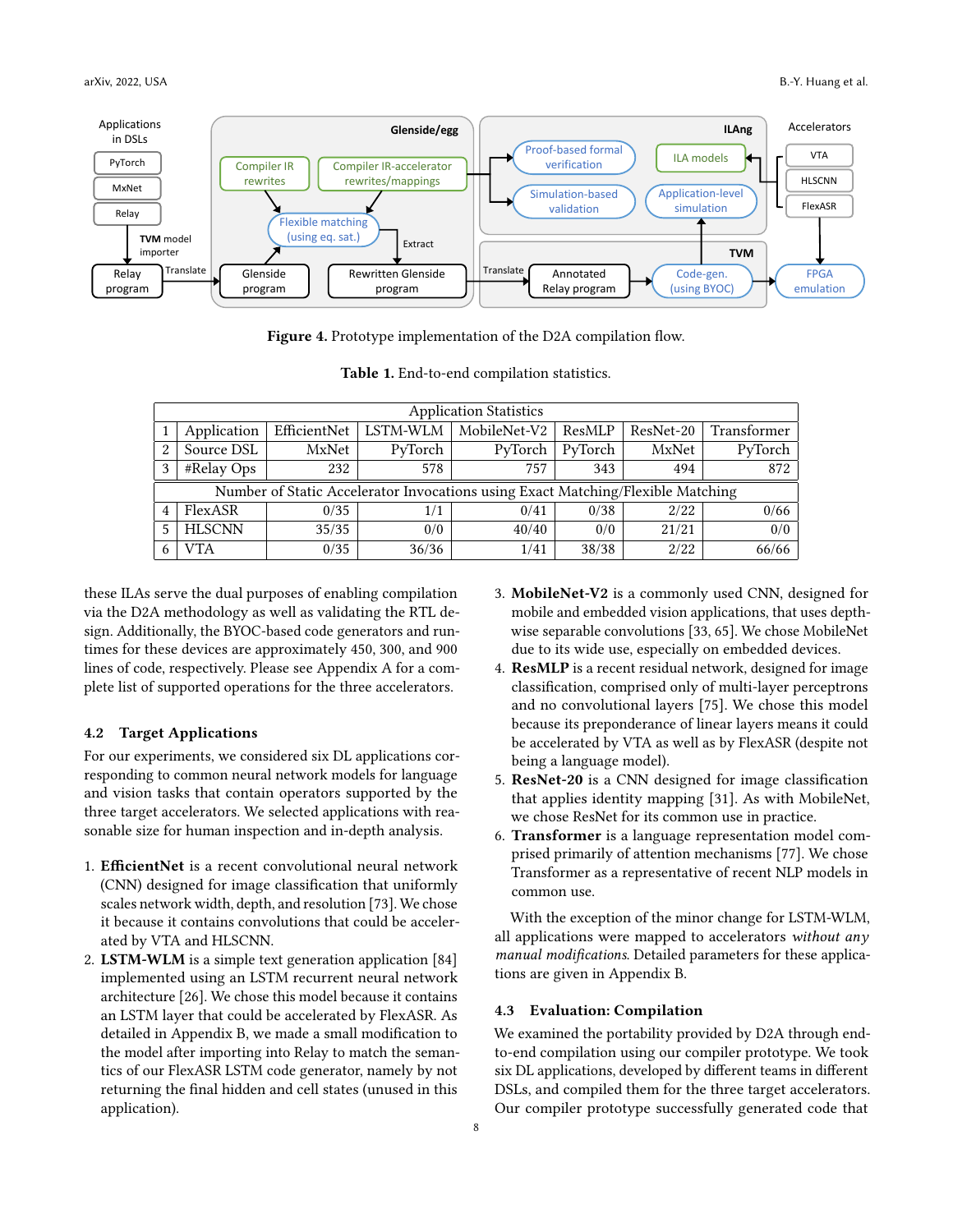Figure 4. Prototype implementation of the D2A compilation flow.

Table 1. End-to-end compilation statistics.

| | Application Statistics | | | | | | |
|---|---|---|---|---|---|---|---|
| 1 | Application | EfficientNet | LSTM-WLM | MobileNet-V2 | ResMLP | ResNet-20 | Transformer |
| 2 | Source DSL | MxNet | PyTorch | PyTorch | PyTorch | MxNet | PyTorch |
| 3 | #Relay Ops | 232 | 578 | 757 | 343 | 494 | 872 |
| | Number of Static Accelerator Invocations using Exact Matching/Flexible Matching | | | | | | |
| 4 | FlexASR | 0/35 | 1/1 | 0/41 | 0/38 | 2/22 | 0/66 |
| 5 | HLSCNN | 35/35 | 0/0 | 40/40 | 0/0 | 21/21 | 0/0 |
| 6 | VTA | 0/35 | 36/36 | 1/41 | 38/38 | 2/22 | 66/66 |

these ILAs serve the dual purposes of enabling compilation via the D2A methodology as well as validating the RTL design. Additionally, the BYOC-based code generators and runtimes for these devices are approximately 450, 300, and 900 lines of code, respectively. Please see Appendix A for a complete list of supported operations for the three accelerators.

### 4.2 Target Applications

For our experiments, we considered six DL applications corresponding to common neural network models for language and vision tasks that contain operators supported by the three target accelerators. We selected applications with reasonable size for human inspection and in-depth analysis.

1. **EfficientNet** is a recent convolutional neural network (CNN) designed for image classification that uniformly scales network width, depth, and resolution [73]. We chose it because it contains convolutions that could be accelerated by VTA and HLSCNN.
2. **LSTM-WLM** is a simple text generation application [84] implemented using an LSTM recurrent neural network architecture [26]. We chose this model because it contains an LSTM layer that could be accelerated by FlexASR. As detailed in Appendix B, we made a small modification to the model after importing into Relay to match the semantics of our FlexASR LSTM code generator, namely by not returning the final hidden and cell states (unused in this application).
3. **MobileNet-V2** is a commonly used CNN, designed for mobile and embedded vision applications, that uses depthwise separable convolutions [33, 65]. We chose MobileNet due to its wide use, especially on embedded devices.
4. **ResMLP** is a recent residual network, designed for image classification, comprised only of multi-layer perceptrons and no convolutional layers [75]. We chose this model because its preponderance of linear layers means it could be accelerated by VTA as well as by FlexASR (despite not being a language model).
5. **ResNet-20** is a CNN designed for image classification that applies identity mapping [31]. As with MobileNet, we chose ResNet for its common use in practice.
6. **Transformer** is a language representation model comprised primarily of attention mechanisms [77]. We chose Transformer as a representative of recent NLP models in common use.

With the exception of the minor change for LSTM-WLM, all applications were mapped to accelerators *without any manual modifications*. Detailed parameters for these applications are given in Appendix B.

### 4.3 Evaluation: Compilation

We examined the portability provided by D2A through end-to-end compilation using our compiler prototype. We took six DL applications, developed by different teams in different DSLs, and compiled them for the three target accelerators. Our compiler prototype successfully generated code that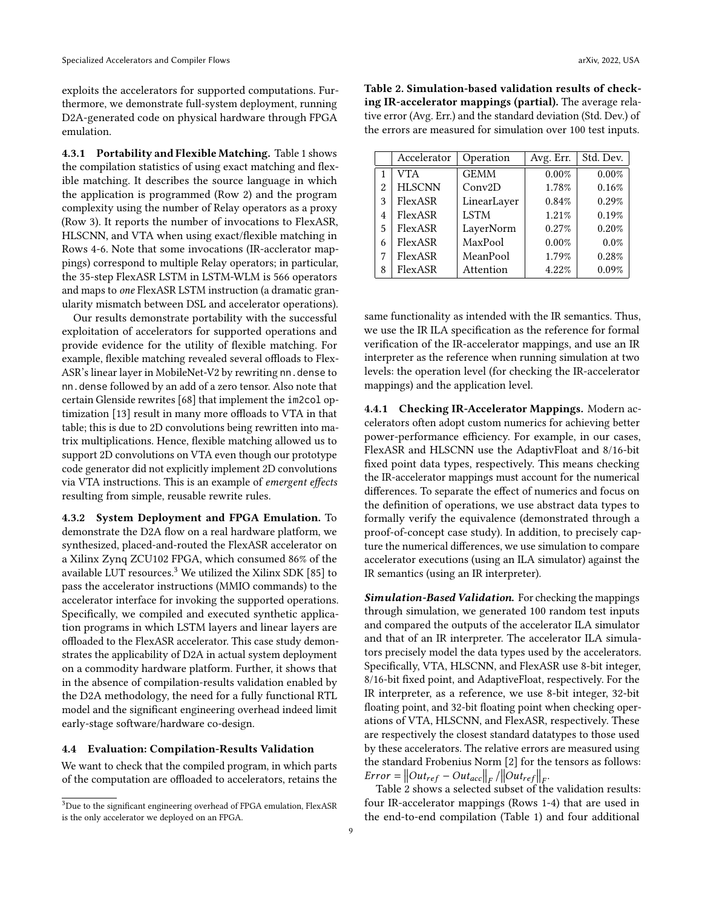exploits the accelerators for supported computations. Furthermore, we demonstrate full-system deployment, running D2A-generated code on physical hardware through FPGA emulation.

**4.3.1 Portability and Flexible Matching.** Table 1 shows the compilation statistics of using exact matching and flexible matching. It describes the source language in which the application is programmed (Row 2) and the program complexity using the number of Relay operators as a proxy (Row 3). It reports the number of invocations to FlexASR, HLSCNN, and VTA when using exact/flexible matching in Rows 4-6. Note that some invocations (IR-acclerator mappings) correspond to multiple Relay operators; in particular, the 35-step FlexASR LSTM in LSTM-WLM is 566 operators and maps to *one* FlexASR LSTM instruction (a dramatic granularity mismatch between DSL and accelerator operations).

Our results demonstrate portability with the successful exploitation of accelerators for supported operations and provide evidence for the utility of flexible matching. For example, flexible matching revealed several offloads to FlexASR's linear layer in MobileNet-V2 by rewriting `nn.dense` to `nn.dense` followed by an add of a zero tensor. Also note that certain Glenside rewrites [68] that implement the `im2col` optimization [13] result in many more offloads to VTA in that table; this is due to 2D convolutions being rewritten into matrix multiplications. Hence, flexible matching allowed us to support 2D convolutions on VTA even though our prototype code generator did not explicitly implement 2D convolutions via VTA instructions. This is an example of *emergent effects* resulting from simple, reusable rewrite rules.

**4.3.2 System Deployment and FPGA Emulation.** To demonstrate the D2A flow on a real hardware platform, we synthesized, placed-and-routed the FlexASR accelerator on a Xilinx Zynq ZCU102 FPGA, which consumed 86% of the available LUT resources.[3] We utilized the Xilinx SDK [85] to pass the accelerator instructions (MMIO commands) to the accelerator interface for invoking the supported operations. Specifically, we compiled and executed synthetic application programs in which LSTM layers and linear layers are offloaded to the FlexASR accelerator. This case study demonstrates the applicability of D2A in actual system deployment on a commodity hardware platform. Further, it shows that in the absence of compilation-results validation enabled by the D2A methodology, the need for a fully functional RTL model and the significant engineering overhead indeed limit early-stage software/hardware co-design.

### 4.4 Evaluation: Compilation-Results Validation

We want to check that the compiled program, in which parts of the computation are offloaded to accelerators, retains the same functionality as intended with the IR semantics. Thus, we use the IR ILA specification as the reference for formal verification of the IR-accelerator mappings, and use an IR interpreter as the reference when running simulation at two levels: the operation level (for checking the IR-accelerator mappings) and the application level.

[3] Due to the significant engineering overhead of FPGA emulation, FlexASR is the only accelerator we deployed on an FPGA.

**Table 2. Simulation-based validation results of checking IR-accelerator mappings (partial).** The average relative error (Avg. Err.) and the standard deviation (Std. Dev.) of the errors are measured for simulation over 100 test inputs.

| | Accelerator | Operation | Avg. Err. | Std. Dev. |
|---|---|---|---|---|
| 1 | VTA | GEMM | 0.00% | 0.00% |
| 2 | HLSCNN | Conv2D | 1.78% | 0.16% |
| 3 | FlexASR | LinearLayer | 0.84% | 0.29% |
| 4 | FlexASR | LSTM | 1.21% | 0.19% |
| 5 | FlexASR | LayerNorm | 0.27% | 0.20% |
| 6 | FlexASR | MaxPool | 0.00% | 0.0% |
| 7 | FlexASR | MeanPool | 1.79% | 0.28% |
| 8 | FlexASR | Attention | 4.22% | 0.09% |

**4.4.1 Checking IR-Accelerator Mappings.** Modern accelerators often adopt custom numerics for achieving better power-performance efficiency. For example, in our cases, FlexASR and HLSCNN use the AdaptivFloat and 8/16-bit fixed point data types, respectively. This means checking the IR-accelerator mappings must account for the numerical differences. To separate the effect of numerics and focus on the definition of operations, we use abstract data types to formally verify the equivalence (demonstrated through a proof-of-concept case study). In addition, to precisely capture the numerical differences, we use simulation to compare accelerator executions (using an ILA simulator) against the IR semantics (using an IR interpreter).

***Simulation-Based Validation.*** For checking the mappings through simulation, we generated 100 random test inputs and compared the outputs of the accelerator ILA simulator and that of an IR interpreter. The accelerator ILA simulators precisely model the data types used by the accelerators. Specifically, VTA, HLSCNN, and FlexASR use 8-bit integer, 8/16-bit fixed point, and AdaptiveFloat, respectively. For the IR interpreter, as a reference, we use 8-bit integer, 32-bit floating point, and 32-bit floating point when checking operations of VTA, HLSCNN, and FlexASR, respectively. These are respectively the closest standard datatypes to those used by these accelerators. The relative errors are measured using the standard Frobenius Norm [2] for the tensors as follows: $Error = \left\|Out_{ref} - Out_{acc}\right\|_F / \left\|Out_{ref}\right\|_F$.

Table 2 shows a selected subset of the validation results: four IR-accelerator mappings (Rows 1-4) that are used in the end-to-end compilation (Table 1) and four additional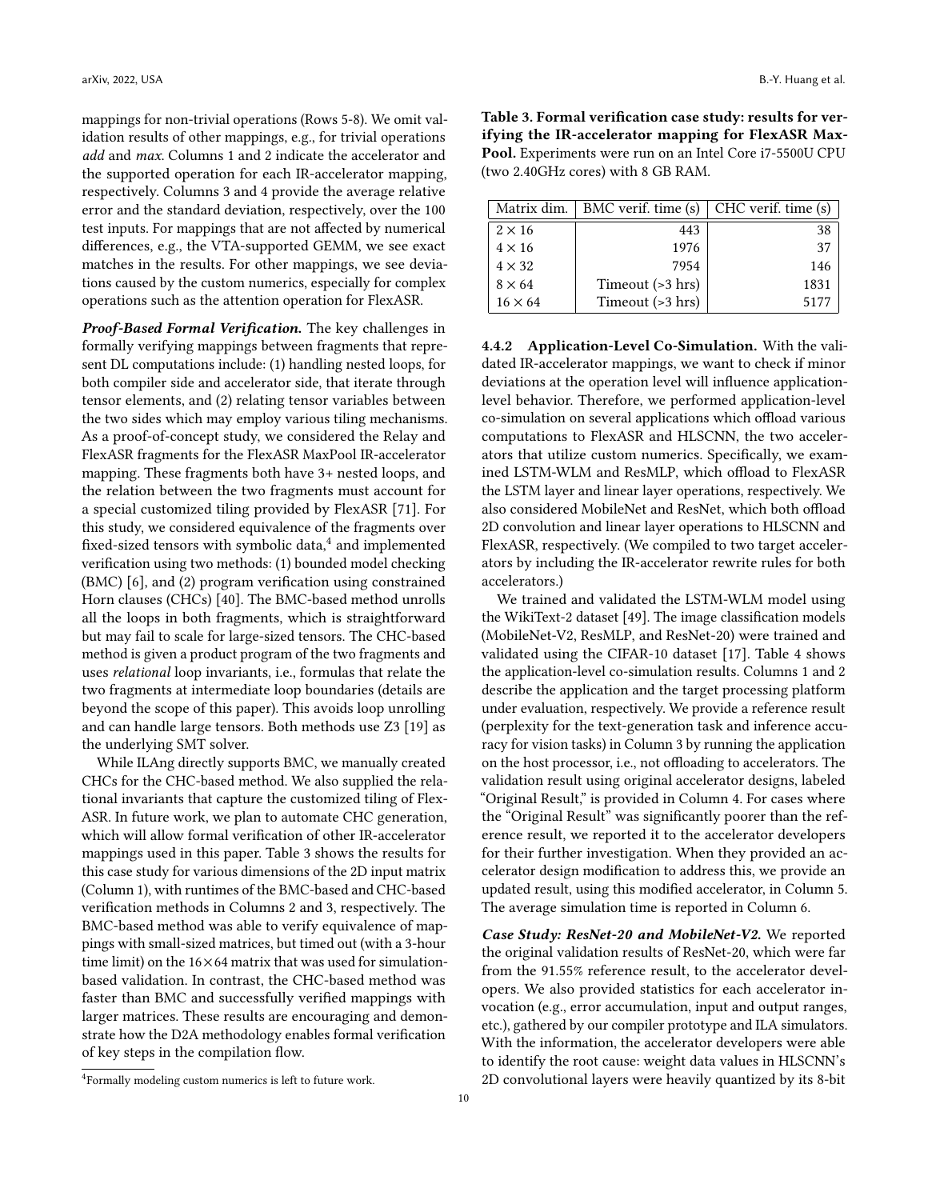mappings for non-trivial operations (Rows 5-8). We omit validation results of other mappings, e.g., for trivial operations *add* and *max*. Columns 1 and 2 indicate the accelerator and the supported operation for each IR-accelerator mapping, respectively. Columns 3 and 4 provide the average relative error and the standard deviation, respectively, over the 100 test inputs. For mappings that are not affected by numerical differences, e.g., the VTA-supported GEMM, we see exact matches in the results. For other mappings, we see deviations caused by the custom numerics, especially for complex operations such as the attention operation for FlexASR.

***Proof-Based Formal Verification.*** The key challenges in formally verifying mappings between fragments that represent DL computations include: (1) handling nested loops, for both compiler side and accelerator side, that iterate through tensor elements, and (2) relating tensor variables between the two sides which may employ various tiling mechanisms. As a proof-of-concept study, we considered the Relay and FlexASR fragments for the FlexASR MaxPool IR-accelerator mapping. These fragments both have 3+ nested loops, and the relation between the two fragments must account for a special customized tiling provided by FlexASR [71]. For this study, we considered equivalence of the fragments over fixed-sized tensors with symbolic data,[4] and implemented verification using two methods: (1) bounded model checking (BMC) [6], and (2) program verification using constrained Horn clauses (CHCs) [40]. The BMC-based method unrolls all the loops in both fragments, which is straightforward but may fail to scale for large-sized tensors. The CHC-based method is given a product program of the two fragments and uses *relational* loop invariants, i.e., formulas that relate the two fragments at intermediate loop boundaries (details are beyond the scope of this paper). This avoids loop unrolling and can handle large tensors. Both methods use Z3 [19] as the underlying SMT solver.

While ILAng directly supports BMC, we manually created CHCs for the CHC-based method. We also supplied the relational invariants that capture the customized tiling of FlexASR. In future work, we plan to automate CHC generation, which will allow formal verification of other IR-accelerator mappings used in this paper. Table 3 shows the results for this case study for various dimensions of the 2D input matrix (Column 1), with runtimes of the BMC-based and CHC-based verification methods in Columns 2 and 3, respectively. The BMC-based method was able to verify equivalence of mappings with small-sized matrices, but timed out (with a 3-hour time limit) on the $16\times64$ matrix that was used for simulation-based validation. In contrast, the CHC-based method was faster than BMC and successfully verified mappings with larger matrices. These results are encouraging and demonstrate how the D2A methodology enables formal verification of key steps in the compilation flow.

[4] Formally modeling custom numerics is left to future work.

**Table 3. Formal verification case study: results for verifying the IR-accelerator mapping for FlexASR MaxPool.** Experiments were run on an Intel Core i7-5500U CPU (two 2.40GHz cores) with 8 GB RAM.

| Matrix dim. | BMC verif. time (s) | CHC verif. time (s) |
|---|---|---|
| $2\times16$ | 443 | 38 |
| $4\times16$ | 1976 | 37 |
| $4\times32$ | 7954 | 146 |
| $8\times64$ | Timeout (>3 hrs) | 1831 |
| $16\times64$ | Timeout (>3 hrs) | 5177 |

#### 4.4.2 Application-Level Co-Simulation.

With the validated IR-accelerator mappings, we want to check if minor deviations at the operation level will influence application-level behavior. Therefore, we performed application-level co-simulation on several applications which offload various computations to FlexASR and HLSCNN, the two accelerators that utilize custom numerics. Specifically, we examined LSTM-WLM and ResMLP, which offload to FlexASR the LSTM layer and linear layer operations, respectively. We also considered MobileNet and ResNet, which both offload 2D convolution and linear layer operations to HLSCNN and FlexASR, respectively. (We compiled to two target accelerators by including the IR-accelerator rewrite rules for both accelerators.)

We trained and validated the LSTM-WLM model using the WikiText-2 dataset [49]. The image classification models (MobileNet-V2, ResMLP, and ResNet-20) were trained and validated using the CIFAR-10 dataset [17]. Table 4 shows the application-level co-simulation results. Columns 1 and 2 describe the application and the target processing platform under evaluation, respectively. We provide a reference result (perplexity for the text-generation task and inference accuracy for vision tasks) in Column 3 by running the application on the host processor, i.e., not offloading to accelerators. The validation result using original accelerator designs, labeled "Original Result," is provided in Column 4. For cases where the "Original Result" was significantly poorer than the reference result, we reported it to the accelerator developers for their further investigation. When they provided an accelerator design modification to address this, we provide an updated result, using this modified accelerator, in Column 5. The average simulation time is reported in Column 6.

***Case Study: ResNet-20 and MobileNet-V2.*** We reported the original validation results of ResNet-20, which were far from the 91.55% reference result, to the accelerator developers. We also provided statistics for each accelerator invocation (e.g., error accumulation, input and output ranges, etc.), gathered by our compiler prototype and ILA simulators. With the information, the accelerator developers were able to identify the root cause: weight data values in HLSCNN's 2D convolutional layers were heavily quantized by its 8-bit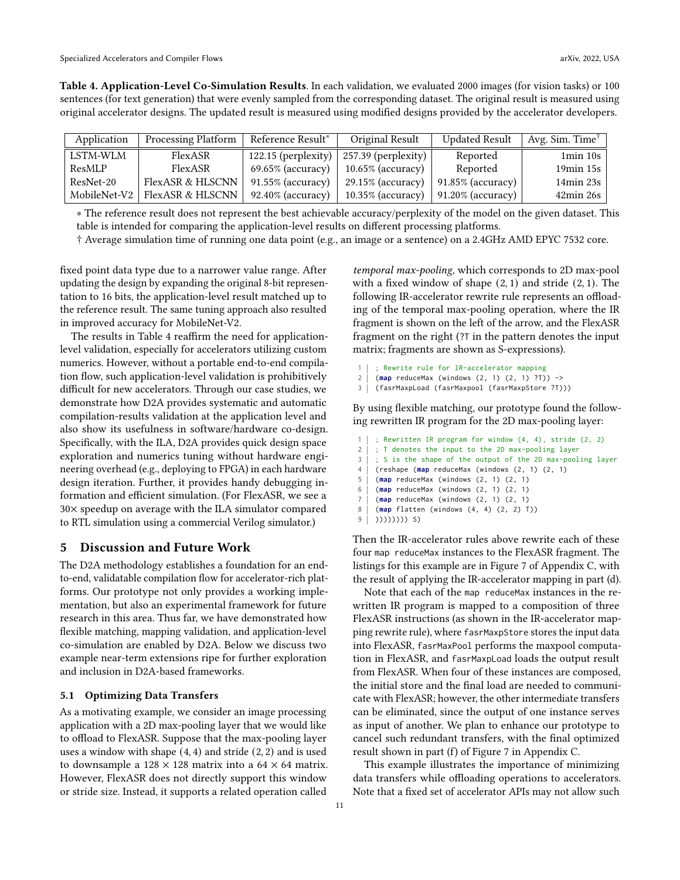**Table 4. Application-Level Co-Simulation Results**. In each validation, we evaluated 2000 images (for vision tasks) or 100 sentences (for text generation) that were evenly sampled from the corresponding dataset. The original result is measured using original accelerator designs. The updated result is measured using modified designs provided by the accelerator developers.

| Application | Processing Platform | Reference Result* | Original Result | Updated Result | Avg. Sim. Time† |
|---|---|---|---|---|---|
| LSTM-WLM | FlexASR | 122.15 (perplexity) | 257.39 (perplexity) | Reported | 1min 10s |
| ResMLP | FlexASR | 69.65% (accuracy) | 10.65% (accuracy) | Reported | 19min 15s |
| ResNet-20 | FlexASR & HLSCNN | 91.55% (accuracy) | 29.15% (accuracy) | 91.85% (accuracy) | 14min 23s |
| MobileNet-V2 | FlexASR & HLSCNN | 92.40% (accuracy) | 10.35% (accuracy) | 91.20% (accuracy) | 42min 26s |

∗ The reference result does not represent the best achievable accuracy/perplexity of the model on the given dataset. This table is intended for comparing the application-level results on different processing platforms.

† Average simulation time of running one data point (e.g., an image or a sentence) on a 2.4GHz AMD EPYC 7532 core.

fixed point data type due to a narrower value range. After updating the design by expanding the original 8-bit representation to 16 bits, the application-level result matched up to the reference result. The same tuning approach also resulted in improved accuracy for MobileNet-V2.

The results in Table 4 reaffirm the need for application-level validation, especially for accelerators utilizing custom numerics. However, without a portable end-to-end compilation flow, such application-level validation is prohibitively difficult for new accelerators. Through our case studies, we demonstrate how D2A provides systematic and automatic compilation-results validation at the application level and also show its usefulness in software/hardware co-design. Specifically, with the ILA, D2A provides quick design space exploration and numerics tuning without hardware engineering overhead (e.g., deploying to FPGA) in each hardware design iteration. Further, it provides handy debugging information and efficient simulation. (For FlexASR, we see a 30× speedup on average with the ILA simulator compared to RTL simulation using a commercial Verilog simulator.)

## 5 Discussion and Future Work

The D2A methodology establishes a foundation for an end-to-end, validatable compilation flow for accelerator-rich platforms. Our prototype not only provides a working implementation, but also an experimental framework for future research in this area. Thus far, we have demonstrated how flexible matching, mapping validation, and application-level co-simulation are enabled by D2A. Below we discuss two example near-term extensions ripe for further exploration and inclusion in D2A-based frameworks.

### 5.1 Optimizing Data Transfers

As a motivating example, we consider an image processing application with a 2D max-pooling layer that we would like to offload to FlexASR. Suppose that the max-pooling layer uses a window with shape $(4, 4)$ and stride $(2, 2)$ and is used to downsample a $128 \times 128$ matrix into a $64 \times 64$ matrix. However, FlexASR does not directly support this window or stride size. Instead, it supports a related operation called *temporal max-pooling*, which corresponds to 2D max-pool with a fixed window of shape $(2, 1)$ and stride $(2, 1)$. The following IR-accelerator rewrite rule represents an offloading of the temporal max-pooling operation, where the IR fragment is shown on the left of the arrow, and the FlexASR fragment on the right (?T in the pattern denotes the input matrix; fragments are shown as S-expressions).

```
; Rewrite rule for IR-accelerator mapping
(map reduceMax (windows (2, 1) (2, 1) ?T)) ->
(fasrMaxpLoad (fasrMaxpool (fasrMaxpStore ?T)))
```

By using flexible matching, our prototype found the following rewritten IR program for the 2D max-pooling layer:

```
; Rewritten IR program for window (4, 4), stride (2, 2)
; T denotes the input to the 2D max-pooling layer
; S is the shape of the output of the 2D max-pooling layer
(reshape (map reduceMax (windows (2, 1) (2, 1)
(map reduceMax (windows (2, 1) (2, 1)
(map reduceMax (windows (2, 1) (2, 1)
(map reduceMax (windows (2, 1) (2, 1)
(map flatten (windows (4, 4) (2, 2) T))
)))))))) S)
```

Then the IR-accelerator rules above rewrite each of these four `map reduceMax` instances to the FlexASR fragment. The listings for this example are in Figure 7 of Appendix C, with the result of applying the IR-accelerator mapping in part (d).

Note that each of the `map reduceMax` instances in the rewritten IR program is mapped to a composition of three FlexASR instructions (as shown in the IR-accelerator mapping rewrite rule), where `fasrMaxpStore` stores the input data into FlexASR, `fasrMaxPool` performs the maxpool computation in FlexASR, and `fasrMaxpLoad` loads the output result from FlexASR. When four of these instances are composed, the initial store and the final load are needed to communicate with FlexASR; however, the other intermediate transfers can be eliminated, since the output of one instance serves as input of another. We plan to enhance our prototype to cancel such redundant transfers, with the final optimized result shown in part (f) of Figure 7 in Appendix C.

This example illustrates the importance of minimizing data transfers while offloading operations to accelerators. Note that a fixed set of accelerator APIs may not allow such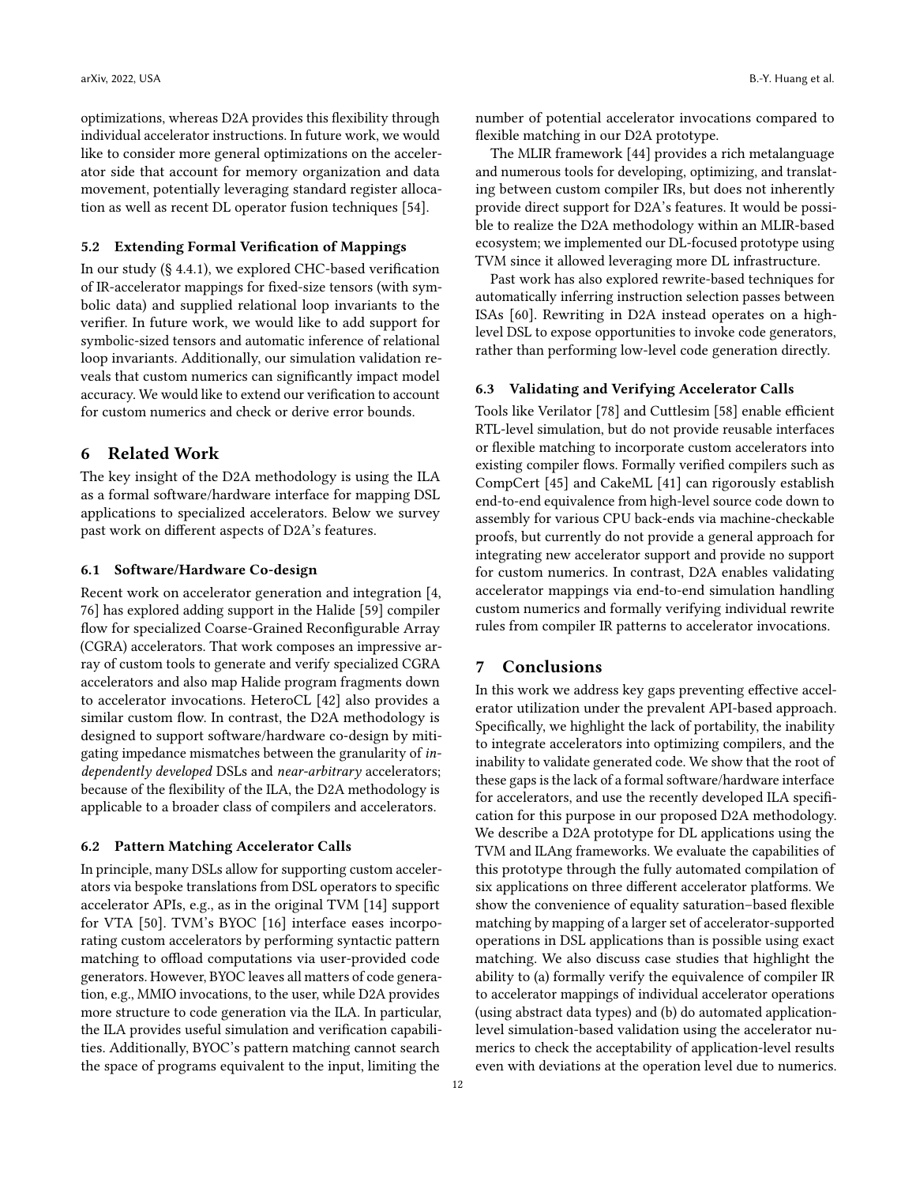optimizations, whereas D2A provides this flexibility through individual accelerator instructions. In future work, we would like to consider more general optimizations on the accelerator side that account for memory organization and data movement, potentially leveraging standard register allocation as well as recent DL operator fusion techniques [54].

### 5.2 Extending Formal Verification of Mappings

In our study (§ 4.4.1), we explored CHC-based verification of IR-accelerator mappings for fixed-size tensors (with symbolic data) and supplied relational loop invariants to the verifier. In future work, we would like to add support for symbolic-sized tensors and automatic inference of relational loop invariants. Additionally, our simulation validation reveals that custom numerics can significantly impact model accuracy. We would like to extend our verification to account for custom numerics and check or derive error bounds.

## 6 Related Work

The key insight of the D2A methodology is using the ILA as a formal software/hardware interface for mapping DSL applications to specialized accelerators. Below we survey past work on different aspects of D2A's features.

### 6.1 Software/Hardware Co-design

Recent work on accelerator generation and integration [4, 76] has explored adding support in the Halide [59] compiler flow for specialized Coarse-Grained Reconfigurable Array (CGRA) accelerators. That work composes an impressive array of custom tools to generate and verify specialized CGRA accelerators and also map Halide program fragments down to accelerator invocations. HeteroCL [42] also provides a similar custom flow. In contrast, the D2A methodology is designed to support software/hardware co-design by mitigating impedance mismatches between the granularity of *independently developed* DSLs and *near-arbitrary* accelerators; because of the flexibility of the ILA, the D2A methodology is applicable to a broader class of compilers and accelerators.

### 6.2 Pattern Matching Accelerator Calls

In principle, many DSLs allow for supporting custom accelerators via bespoke translations from DSL operators to specific accelerator APIs, e.g., as in the original TVM [14] support for VTA [50]. TVM's BYOC [16] interface eases incorporating custom accelerators by performing syntactic pattern matching to offload computations via user-provided code generators. However, BYOC leaves all matters of code generation, e.g., MMIO invocations, to the user, while D2A provides more structure to code generation via the ILA. In particular, the ILA provides useful simulation and verification capabilities. Additionally, BYOC's pattern matching cannot search the space of programs equivalent to the input, limiting the number of potential accelerator invocations compared to flexible matching in our D2A prototype.

The MLIR framework [44] provides a rich metalanguage and numerous tools for developing, optimizing, and translating between custom compiler IRs, but does not inherently provide direct support for D2A's features. It would be possible to realize the D2A methodology within an MLIR-based ecosystem; we implemented our DL-focused prototype using TVM since it allowed leveraging more DL infrastructure.

Past work has also explored rewrite-based techniques for automatically inferring instruction selection passes between ISAs [60]. Rewriting in D2A instead operates on a high-level DSL to expose opportunities to invoke code generators, rather than performing low-level code generation directly.

### 6.3 Validating and Verifying Accelerator Calls

Tools like Verilator [78] and Cuttlesim [58] enable efficient RTL-level simulation, but do not provide reusable interfaces or flexible matching to incorporate custom accelerators into existing compiler flows. Formally verified compilers such as CompCert [45] and CakeML [41] can rigorously establish end-to-end equivalence from high-level source code down to assembly for various CPU back-ends via machine-checkable proofs, but currently do not provide a general approach for integrating new accelerator support and provide no support for custom numerics. In contrast, D2A enables validating accelerator mappings via end-to-end simulation handling custom numerics and formally verifying individual rewrite rules from compiler IR patterns to accelerator invocations.

## 7 Conclusions

In this work we address key gaps preventing effective accelerator utilization under the prevalent API-based approach. Specifically, we highlight the lack of portability, the inability to integrate accelerators into optimizing compilers, and the inability to validate generated code. We show that the root of these gaps is the lack of a formal software/hardware interface for accelerators, and use the recently developed ILA specification for this purpose in our proposed D2A methodology. We describe a D2A prototype for DL applications using the TVM and ILAng frameworks. We evaluate the capabilities of this prototype through the fully automated compilation of six applications on three different accelerator platforms. We show the convenience of equality saturation–based flexible matching by mapping of a larger set of accelerator-supported operations in DSL applications than is possible using exact matching. We also discuss case studies that highlight the ability to (a) formally verify the equivalence of compiler IR to accelerator mappings of individual accelerator operations (using abstract data types) and (b) do automated application-level simulation-based validation using the accelerator numerics to check the acceptability of application-level results even with deviations at the operation level due to numerics.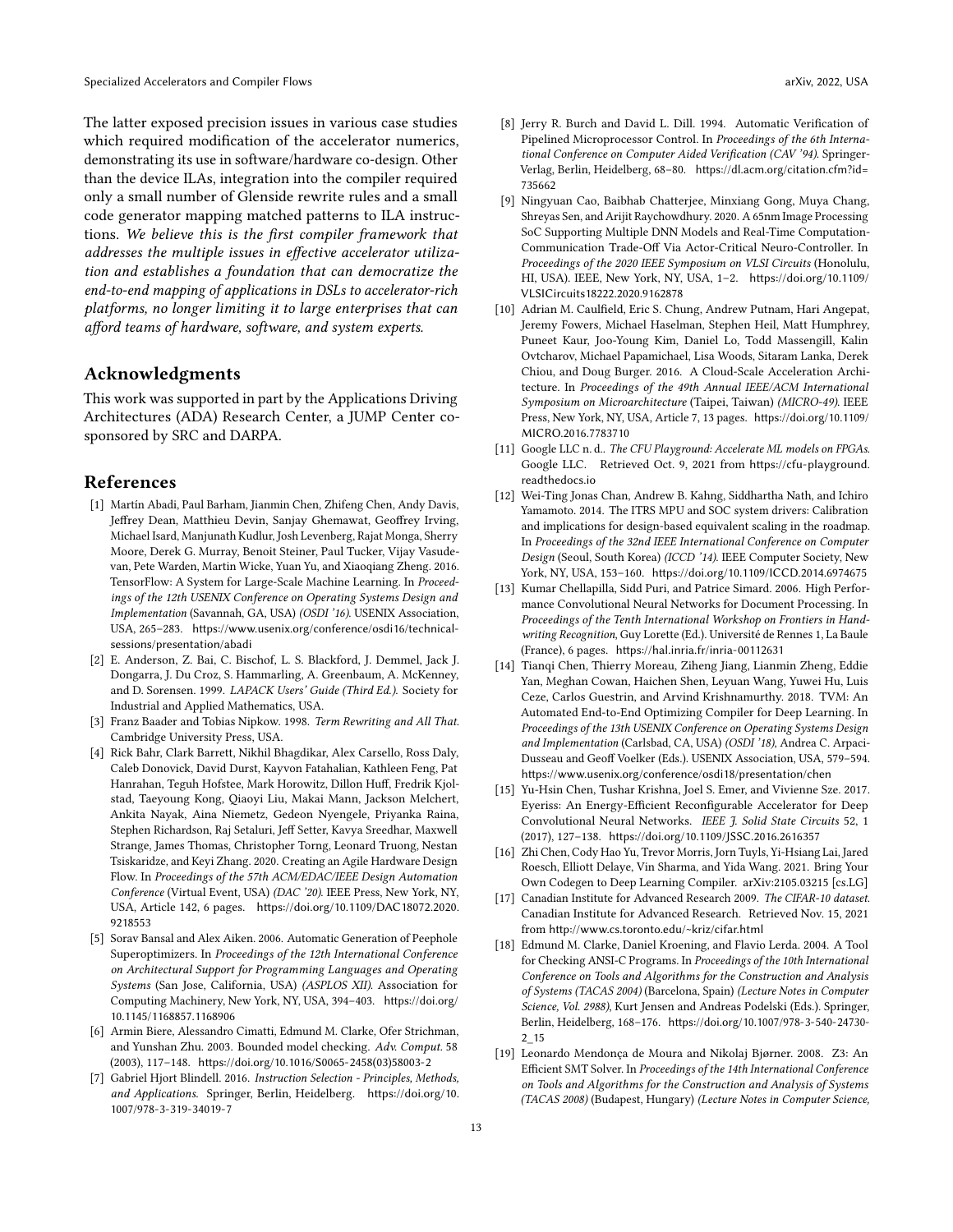The latter exposed precision issues in various case studies which required modification of the accelerator numerics, demonstrating its use in software/hardware co-design. Other than the device ILAs, integration into the compiler required only a small number of Glenside rewrite rules and a small code generator mapping matched patterns to ILA instructions. *We believe this is the first compiler framework that addresses the multiple issues in effective accelerator utilization and establishes a foundation that can democratize the end-to-end mapping of applications in DSLs to accelerator-rich platforms, no longer limiting it to large enterprises that can afford teams of hardware, software, and system experts.*

## Acknowledgments

This work was supported in part by the Applications Driving Architectures (ADA) Research Center, a JUMP Center co-sponsored by SRC and DARPA.

## References

[1] Martín Abadi, Paul Barham, Jianmin Chen, Zhifeng Chen, Andy Davis, Jeffrey Dean, Matthieu Devin, Sanjay Ghemawat, Geoffrey Irving, Michael Isard, Manjunath Kudlur, Josh Levenberg, Rajat Monga, Sherry Moore, Derek G. Murray, Benoit Steiner, Paul Tucker, Vijay Vasudevan, Pete Warden, Martin Wicke, Yuan Yu, and Xiaoqiang Zheng. 2016. TensorFlow: A System for Large-Scale Machine Learning. In *Proceedings of the 12th USENIX Conference on Operating Systems Design and Implementation* (Savannah, GA, USA) *(OSDI '16)*. USENIX Association, USA, 265–283. https://www.usenix.org/conference/osdi16/technical-sessions/presentation/abadi

[2] E. Anderson, Z. Bai, C. Bischof, L. S. Blackford, J. Demmel, Jack J. Dongarra, J. Du Croz, S. Hammarling, A. Greenbaum, A. McKenney, and D. Sorensen. 1999. *LAPACK Users' Guide (Third Ed.)*. Society for Industrial and Applied Mathematics, USA.

[3] Franz Baader and Tobias Nipkow. 1998. *Term Rewriting and All That.* Cambridge University Press, USA.

[4] Rick Bahr, Clark Barrett, Nikhil Bhagdikar, Alex Carsello, Ross Daly, Caleb Donovick, David Durst, Kayvon Fatahalian, Kathleen Feng, Pat Hanrahan, Teguh Hofstee, Mark Horowitz, Dillon Huff, Fredrik Kjolstad, Taeyoung Kong, Qiaoyi Liu, Makai Mann, Jackson Melchert, Ankita Nayak, Aina Niemetz, Gedeon Nyengele, Priyanka Raina, Stephen Richardson, Raj Setaluri, Jeff Setter, Kavya Sreedhar, Maxwell Strange, James Thomas, Christopher Torng, Leonard Truong, Nestan Tsiskaridze, and Keyi Zhang. 2020. Creating an Agile Hardware Design Flow. In *Proceedings of the 57th ACM/EDAC/IEEE Design Automation Conference* (Virtual Event, USA) *(DAC '20)*. IEEE Press, New York, NY, USA, Article 142, 6 pages. https://doi.org/10.1109/DAC18072.2020.9218553

[5] Sorav Bansal and Alex Aiken. 2006. Automatic Generation of Peephole Superoptimizers. In *Proceedings of the 12th International Conference on Architectural Support for Programming Languages and Operating Systems* (San Jose, California, USA) *(ASPLOS XII)*. Association for Computing Machinery, New York, NY, USA, 394–403. https://doi.org/10.1145/1168857.1168906

[6] Armin Biere, Alessandro Cimatti, Edmund M. Clarke, Ofer Strichman, and Yunshan Zhu. 2003. Bounded model checking. *Adv. Comput.* 58 (2003), 117–148. https://doi.org/10.1016/S0065-2458(03)58003-2

[7] Gabriel Hjort Blindell. 2016. *Instruction Selection - Principles, Methods, and Applications.* Springer, Berlin, Heidelberg. https://doi.org/10.1007/978-3-319-34019-7

[8] Jerry R. Burch and David L. Dill. 1994. Automatic Verification of Pipelined Microprocessor Control. In *Proceedings of the 6th International Conference on Computer Aided Verification (CAV '94)*. Springer-Verlag, Berlin, Heidelberg, 68–80. https://dl.acm.org/citation.cfm?id=735662

[9] Ningyuan Cao, Baibhab Chatterjee, Minxiang Gong, Muya Chang, Shreyas Sen, and Arijit Raychowdhury. 2020. A 65nm Image Processing SoC Supporting Multiple DNN Models and Real-Time Computation-Communication Trade-Off Via Actor-Critical Neuro-Controller. In *Proceedings of the 2020 IEEE Symposium on VLSI Circuits* (Honolulu, HI, USA). IEEE, New York, NY, USA, 1–2. https://doi.org/10.1109/VLSICircuits18222.2020.9162878

[10] Adrian M. Caulfield, Eric S. Chung, Andrew Putnam, Hari Angepat, Jeremy Fowers, Michael Haselman, Stephen Heil, Matt Humphrey, Puneet Kaur, Joo-Young Kim, Daniel Lo, Todd Massengill, Kalin Ovtcharov, Michael Papamichael, Lisa Woods, Sitaram Lanka, Derek Chiou, and Doug Burger. 2016. A Cloud-Scale Acceleration Architecture. In *Proceedings of the 49th Annual IEEE/ACM International Symposium on Microarchitecture* (Taipei, Taiwan) *(MICRO-49)*. IEEE Press, New York, NY, USA, Article 7, 13 pages. https://doi.org/10.1109/MICRO.2016.7783710

[11] Google LLC n. d.. *The CFU Playground: Accelerate ML models on FPGAs.* Google LLC. Retrieved Oct. 9, 2021 from https://cfu-playground.readthedocs.io

[12] Wei-Ting Jonas Chan, Andrew B. Kahng, Siddhartha Nath, and Ichiro Yamamoto. 2014. The ITRS MPU and SOC system drivers: Calibration and implications for design-based equivalent scaling in the roadmap. In *Proceedings of the 32nd IEEE International Conference on Computer Design* (Seoul, South Korea) *(ICCD '14)*. IEEE Computer Society, New York, NY, USA, 153–160. https://doi.org/10.1109/ICCD.2014.6974675

[13] Kumar Chellapilla, Sidd Puri, and Patrice Simard. 2006. High Performance Convolutional Neural Networks for Document Processing. In *Proceedings of the Tenth International Workshop on Frontiers in Handwriting Recognition*, Guy Lorette (Ed.). Université de Rennes 1, La Baule (France), 6 pages. https://hal.inria.fr/inria-00112631

[14] Tianqi Chen, Thierry Moreau, Ziheng Jiang, Lianmin Zheng, Eddie Yan, Meghan Cowan, Haichen Shen, Leyuan Wang, Yuwei Hu, Luis Ceze, Carlos Guestrin, and Arvind Krishnamurthy. 2018. TVM: An Automated End-to-End Optimizing Compiler for Deep Learning. In *Proceedings of the 13th USENIX Conference on Operating Systems Design and Implementation* (Carlsbad, CA, USA) *(OSDI '18)*, Andrea C. Arpaci-Dusseau and Geoff Voelker (Eds.). USENIX Association, USA, 579–594. https://www.usenix.org/conference/osdi18/presentation/chen

[15] Yu-Hsin Chen, Tushar Krishna, Joel S. Emer, and Vivienne Sze. 2017. Eyeriss: An Energy-Efficient Reconfigurable Accelerator for Deep Convolutional Neural Networks. *IEEE J. Solid State Circuits* 52, 1 (2017), 127–138. https://doi.org/10.1109/JSSC.2016.2616357

[16] Zhi Chen, Cody Hao Yu, Trevor Morris, Jorn Tuyls, Yi-Hsiang Lai, Jared Roesch, Elliott Delaye, Vin Sharma, and Yida Wang. 2021. Bring Your Own Codegen to Deep Learning Compiler. arXiv:2105.03215 [cs.LG]

[17] Canadian Institute for Advanced Research 2009. *The CIFAR-10 dataset.* Canadian Institute for Advanced Research. Retrieved Nov. 15, 2021 from http://www.cs.toronto.edu/~kriz/cifar.html

[18] Edmund M. Clarke, Daniel Kroening, and Flavio Lerda. 2004. A Tool for Checking ANSI-C Programs. In *Proceedings of the 10th International Conference on Tools and Algorithms for the Construction and Analysis of Systems (TACAS 2004)* (Barcelona, Spain) *(Lecture Notes in Computer Science, Vol. 2988)*, Kurt Jensen and Andreas Podelski (Eds.). Springer, Berlin, Heidelberg, 168–176. https://doi.org/10.1007/978-3-540-24730-2_15

[19] Leonardo Mendonça de Moura and Nikolaj Bjørner. 2008. Z3: An Efficient SMT Solver. In *Proceedings of the 14th International Conference on Tools and Algorithms for the Construction and Analysis of Systems (TACAS 2008)* (Budapest, Hungary) *(Lecture Notes in Computer Science,*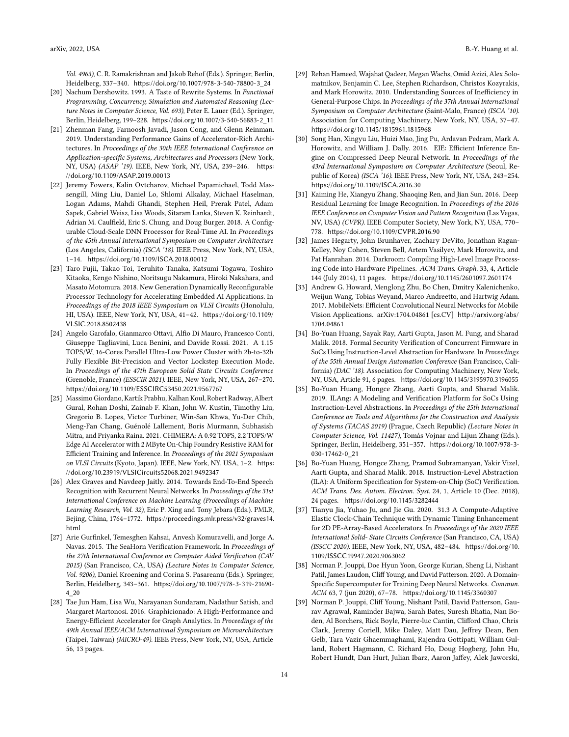*Vol. 4963)*, C. R. Ramakrishnan and Jakob Rehof (Eds.). Springer, Berlin, Heidelberg, 337–340. https://doi.org/10.1007/978-3-540-78800-3_24

[20] Nachum Dershowitz. 1993. A Taste of Rewrite Systems. In *Functional Programming, Concurrency, Simulation and Automated Reasoning (Lecture Notes in Computer Science, Vol. 693)*, Peter E. Lauer (Ed.). Springer, Berlin, Heidelberg, 199–228. https://doi.org/10.1007/3-540-56883-2_11

[21] Zhenman Fang, Farnoosh Javadi, Jason Cong, and Glenn Reinman. 2019. Understanding Performance Gains of Accelerator-Rich Architectures. In *Proceedings of the 30th IEEE International Conference on Application-specific Systems, Architectures and Processors* (New York, NY, USA) *(ASAP '19)*. IEEE, New York, NY, USA, 239–246. https://doi.org/10.1109/ASAP.2019.00013

[22] Jeremy Fowers, Kalin Ovtcharov, Michael Papamichael, Todd Massengill, Ming Liu, Daniel Lo, Shlomi Alkalay, Michael Haselman, Logan Adams, Mahdi Ghandi, Stephen Heil, Prerak Patel, Adam Sapek, Gabriel Weisz, Lisa Woods, Sitaram Lanka, Steven K. Reinhardt, Adrian M. Caulfield, Eric S. Chung, and Doug Burger. 2018. A Configurable Cloud-Scale DNN Processor for Real-Time AI. In *Proceedings of the 45th Annual International Symposium on Computer Architecture* (Los Angeles, California) *(ISCA '18)*. IEEE Press, New York, NY, USA, 1–14. https://doi.org/10.1109/ISCA.2018.00012

[23] Taro Fujii, Takao Toi, Teruhito Tanaka, Katsumi Togawa, Toshiro Kitaoka, Kengo Nishino, Noritsugu Nakamura, Hiroki Nakahara, and Masato Motomura. 2018. New Generation Dynamically Reconfigurable Processor Technology for Accelerating Embedded AI Applications. In *Proceedings of the 2018 IEEE Symposium on VLSI Circuits* (Honolulu, HI, USA). IEEE, New York, NY, USA, 41–42. https://doi.org/10.1109/VLSIC.2018.8502438

[24] Angelo Garofalo, Gianmarco Ottavi, Alfio Di Mauro, Francesco Conti, Giuseppe Tagliavini, Luca Benini, and Davide Rossi. 2021. A 1.15 TOPS/W, 16-Cores Parallel Ultra-Low Power Cluster with 2b-to-32b Fully Flexible Bit-Precision and Vector Lockstep Execution Mode. In *Proceedings of the 47th European Solid State Circuits Conference* (Grenoble, France) *(ESSCIR 2021)*. IEEE, New York, NY, USA, 267–270. https://doi.org/10.1109/ESSCIRC53450.2021.9567767

[25] Massimo Giordano, Kartik Prabhu, Kalhan Koul, Robert Radway, Albert Gural, Rohan Doshi, Zainab F. Khan, John W. Kustin, Timothy Liu, Gregorio B. Lopes, Victor Turbiner, Win-San Khwa, Yu-Der Chih, Meng-Fan Chang, Guénolé Lallement, Boris Murmann, Subhasish Mitra, and Priyanka Raina. 2021. CHIMERA: A 0.92 TOPS, 2.2 TOPS/W Edge AI Accelerator with 2 MByte On-Chip Foundry Resistive RAM for Efficient Training and Inference. In *Proceedings of the 2021 Symposium on VLSI Circuits* (Kyoto, Japan). IEEE, New York, NY, USA, 1–2. https://doi.org/10.23919/VLSICircuits52068.2021.9492347

[26] Alex Graves and Navdeep Jaitly. 2014. Towards End-To-End Speech Recognition with Recurrent Neural Networks. In *Proceedings of the 31st International Conference on Machine Learning (Proceedings of Machine Learning Research, Vol. 32)*, Eric P. Xing and Tony Jebara (Eds.). PMLR, Bejing, China, 1764–1772. https://proceedings.mlr.press/v32/graves14.html

[27] Arie Gurfinkel, Temesghen Kahsai, Anvesh Komuravelli, and Jorge A. Navas. 2015. The SeaHorn Verification Framework. In *Proceedings of the 27th International Conference on Computer Aided Verification (CAV 2015)* (San Francisco, CA, USA) *(Lecture Notes in Computer Science, Vol. 9206)*, Daniel Kroening and Corina S. Pasareanu (Eds.). Springer, Berlin, Heidelberg, 343–361. https://doi.org/10.1007/978-3-319-21690-4_20

[28] Tae Jun Ham, Lisa Wu, Narayanan Sundaram, Nadathur Satish, and Margaret Martonosi. 2016. Graphicionado: A High-Performance and Energy-Efficient Accelerator for Graph Analytics. In *Proceedings of the 49th Annual IEEE/ACM International Symposium on Microarchitecture* (Taipei, Taiwan) *(MICRO-49)*. IEEE Press, New York, NY, USA, Article 56, 13 pages.

[29] Rehan Hameed, Wajahat Qadeer, Megan Wachs, Omid Azizi, Alex Solomatnikov, Benjamin C. Lee, Stephen Richardson, Christos Kozyrakis, and Mark Horowitz. 2010. Understanding Sources of Inefficiency in General-Purpose Chips. In *Proceedings of the 37th Annual International Symposium on Computer Architecture* (Saint-Malo, France) *(ISCA '10)*. Association for Computing Machinery, New York, NY, USA, 37–47. https://doi.org/10.1145/1815961.1815968

[30] Song Han, Xingyu Liu, Huizi Mao, Jing Pu, Ardavan Pedram, Mark A. Horowitz, and William J. Dally. 2016. EIE: Efficient Inference Engine on Compressed Deep Neural Network. In *Proceedings of the 43rd International Symposium on Computer Architecture* (Seoul, Republic of Korea) *(ISCA '16)*. IEEE Press, New York, NY, USA, 243–254. https://doi.org/10.1109/ISCA.2016.30

[31] Kaiming He, Xiangyu Zhang, Shaoqing Ren, and Jian Sun. 2016. Deep Residual Learning for Image Recognition. In *Proceedings of the 2016 IEEE Conference on Computer Vision and Pattern Recognition* (Las Vegas, NV, USA) *(CVPR)*. IEEE Computer Society, New York, NY, USA, 770–778. https://doi.org/10.1109/CVPR.2016.90

[32] James Hegarty, John Brunhaver, Zachary DeVito, Jonathan Ragan-Kelley, Noy Cohen, Steven Bell, Artem Vasilyev, Mark Horowitz, and Pat Hanrahan. 2014. Darkroom: Compiling High-Level Image Processing Code into Hardware Pipelines. *ACM Trans. Graph.* 33, 4, Article 144 (July 2014), 11 pages. https://doi.org/10.1145/2601097.2601174

[33] Andrew G. Howard, Menglong Zhu, Bo Chen, Dmitry Kalenichenko, Weijun Wang, Tobias Weyand, Marco Andreetto, and Hartwig Adam. 2017. MobileNets: Efficient Convolutional Neural Networks for Mobile Vision Applications. arXiv:1704.04861 [cs.CV] http://arxiv.org/abs/1704.04861

[34] Bo-Yuan Huang, Sayak Ray, Aarti Gupta, Jason M. Fung, and Sharad Malik. 2018. Formal Security Verification of Concurrent Firmware in SoCs Using Instruction-Level Abstraction for Hardware. In *Proceedings of the 55th Annual Design Automation Conference* (San Francisco, California) *(DAC '18)*. Association for Computing Machinery, New York, NY, USA, Article 91, 6 pages. https://doi.org/10.1145/3195970.3196055

[35] Bo-Yuan Huang, Hongce Zhang, Aarti Gupta, and Sharad Malik. 2019. ILAng: A Modeling and Verification Platform for SoCs Using Instruction-Level Abstractions. In *Proceedings of the 25th International Conference on Tools and Algorithms for the Construction and Analysis of Systems (TACAS 2019)* (Prague, Czech Republic) *(Lecture Notes in Computer Science, Vol. 11427)*, Tomás Vojnar and Lijun Zhang (Eds.). Springer, Berlin, Heidelberg, 351–357. https://doi.org/10.1007/978-3-030-17462-0_21

[36] Bo-Yuan Huang, Hongce Zhang, Pramod Subramanyan, Yakir Vizel, Aarti Gupta, and Sharad Malik. 2018. Instruction-Level Abstraction (ILA): A Uniform Specification for System-on-Chip (SoC) Verification. *ACM Trans. Des. Autom. Electron. Syst.* 24, 1, Article 10 (Dec. 2018), 24 pages. https://doi.org/10.1145/3282444

[37] Tianyu Jia, Yuhao Ju, and Jie Gu. 2020. 31.3 A Compute-Adaptive Elastic Clock-Chain Technique with Dynamic Timing Enhancement for 2D PE-Array-Based Accelerators. In *Proceedings of the 2020 IEEE International Solid- State Circuits Conference* (San Francisco, CA, USA) *(ISSCC 2020)*. IEEE, New York, NY, USA, 482–484. https://doi.org/10.1109/ISSCC19947.2020.9063062

[38] Norman P. Jouppi, Doe Hyun Yoon, George Kurian, Sheng Li, Nishant Patil, James Laudon, Cliff Young, and David Patterson. 2020. A Domain-Specific Supercomputer for Training Deep Neural Networks. *Commun. ACM* 63, 7 (jun 2020), 67–78. https://doi.org/10.1145/3360307

[39] Norman P. Jouppi, Cliff Young, Nishant Patil, David Patterson, Gaurav Agrawal, Raminder Bajwa, Sarah Bates, Suresh Bhatia, Nan Boden, Al Borchers, Rick Boyle, Pierre-luc Cantin, Clifford Chao, Chris Clark, Jeremy Coriell, Mike Daley, Matt Dau, Jeffrey Dean, Ben Gelb, Tara Vazir Ghaemmaghami, Rajendra Gottipati, William Gulland, Robert Hagmann, C. Richard Ho, Doug Hogberg, John Hu, Robert Hundt, Dan Hurt, Julian Ibarz, Aaron Jaffey, Alek Jaworski,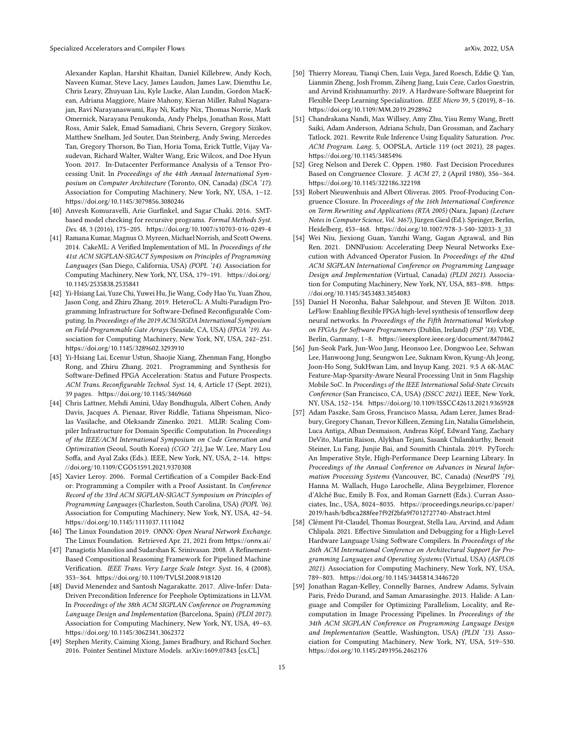Alexander Kaplan, Harshit Khaitan, Daniel Killebrew, Andy Koch, Naveen Kumar, Steve Lacy, James Laudon, James Law, Diemthu Le, Chris Leary, Zhuyuan Liu, Kyle Lucke, Alan Lundin, Gordon MacKean, Adriana Maggiore, Maire Mahony, Kieran Miller, Rahul Nagarajan, Ravi Narayanaswami, Ray Ni, Kathy Nix, Thomas Norrie, Mark Omernick, Narayana Penukonda, Andy Phelps, Jonathan Ross, Matt Ross, Amir Salek, Emad Samadiani, Chris Severn, Gregory Sizikov, Matthew Snelham, Jed Souter, Dan Steinberg, Andy Swing, Mercedes Tan, Gregory Thorson, Bo Tian, Horia Toma, Erick Tuttle, Vijay Vasudevan, Richard Walter, Walter Wang, Eric Wilcox, and Doe Hyun Yoon. 2017. In-Datacenter Performance Analysis of a Tensor Processing Unit. In *Proceedings of the 44th Annual International Symposium on Computer Architecture* (Toronto, ON, Canada) *(ISCA '17)*. Association for Computing Machinery, New York, NY, USA, 1–12. https://doi.org/10.1145/3079856.3080246

[40] Anvesh Komuravelli, Arie Gurfinkel, and Sagar Chaki. 2016. SMT-based model checking for recursive programs. *Formal Methods Syst. Des.* 48, 3 (2016), 175–205. https://doi.org/10.1007/s10703-016-0249-4

[41] Ramana Kumar, Magnus O. Myreen, Michael Norrish, and Scott Owens. 2014. CakeML: A Verified Implementation of ML. In *Proceedings of the 41st ACM SIGPLAN-SIGACT Symposium on Principles of Programming Languages* (San Diego, California, USA) *(POPL '14)*. Association for Computing Machinery, New York, NY, USA, 179–191. https://doi.org/10.1145/2535838.2535841

[42] Yi-Hsiang Lai, Yuze Chi, Yuwei Hu, Jie Wang, Cody Hao Yu, Yuan Zhou, Jason Cong, and Zhiru Zhang. 2019. HeteroCL: A Multi-Paradigm Programming Infrastructure for Software-Defined Reconfigurable Computing. In *Proceedings of the 2019 ACM/SIGDA International Symposium on Field-Programmable Gate Arrays* (Seaside, CA, USA) *(FPGA '19)*. Association for Computing Machinery, New York, NY, USA, 242–251. https://doi.org/10.1145/3289602.3293910

[43] Yi-Hsiang Lai, Ecenur Ustun, Shaojie Xiang, Zhenman Fang, Hongbo Rong, and Zhiru Zhang. 2021. Programming and Synthesis for Software-Defined FPGA Acceleration: Status and Future Prospects. *ACM Trans. Reconfigurable Technol. Syst.* 14, 4, Article 17 (Sept. 2021), 39 pages. https://doi.org/10.1145/3469660

[44] Chris Lattner, Mehdi Amini, Uday Bondhugula, Albert Cohen, Andy Davis, Jacques A. Pienaar, River Riddle, Tatiana Shpeisman, Nicolas Vasilache, and Oleksandr Zinenko. 2021. MLIR: Scaling Compiler Infrastructure for Domain Specific Computation. In *Proceedings of the IEEE/ACM International Symposium on Code Generation and Optimization* (Seoul, South Korea) *(CGO '21)*, Jae W. Lee, Mary Lou Soffa, and Ayal Zaks (Eds.). IEEE, New York, NY, USA, 2–14. https://doi.org/10.1109/CGO51591.2021.9370308

[45] Xavier Leroy. 2006. Formal Certification of a Compiler Back-End or: Programming a Compiler with a Proof Assistant. In *Conference Record of the 33rd ACM SIGPLAN-SIGACT Symposium on Principles of Programming Languages* (Charleston, South Carolina, USA) *(POPL '06)*. Association for Computing Machinery, New York, NY, USA, 42–54. https://doi.org/10.1145/1111037.1111042

[46] The Linux Foundation 2019. *ONNX: Open Neural Network Exchange*. The Linux Foundation. Retrieved Apr. 21, 2021 from https://onnx.ai/

[47] Panagiotis Manolios and Sudarshan K. Srinivasan. 2008. A Refinement-Based Compositional Reasoning Framework for Pipelined Machine Verification. *IEEE Trans. Very Large Scale Integr. Syst.* 16, 4 (2008), 353–364. https://doi.org/10.1109/TVLSI.2008.918120

[48] David Menendez and Santosh Nagarakatte. 2017. Alive-Infer: Data-Driven Precondition Inference for Peephole Optimizations in LLVM. In *Proceedings of the 38th ACM SIGPLAN Conference on Programming Language Design and Implementation* (Barcelona, Spain) *(PLDI 2017)*. Association for Computing Machinery, New York, NY, USA, 49–63. https://doi.org/10.1145/3062341.3062372

[49] Stephen Merity, Caiming Xiong, James Bradbury, and Richard Socher. 2016. Pointer Sentinel Mixture Models. arXiv:1609.07843 [cs.CL]

[50] Thierry Moreau, Tianqi Chen, Luis Vega, Jared Roesch, Eddie Q. Yan, Lianmin Zheng, Josh Fromm, Ziheng Jiang, Luis Ceze, Carlos Guestrin, and Arvind Krishnamurthy. 2019. A Hardware-Software Blueprint for Flexible Deep Learning Specialization. *IEEE Micro* 39, 5 (2019), 8–16. https://doi.org/10.1109/MM.2019.2928962

[51] Chandrakana Nandi, Max Willsey, Amy Zhu, Yisu Remy Wang, Brett Saiki, Adam Anderson, Adriana Schulz, Dan Grossman, and Zachary Tatlock. 2021. Rewrite Rule Inference Using Equality Saturation. *Proc. ACM Program. Lang.* 5, OOPSLA, Article 119 (oct 2021), 28 pages. https://doi.org/10.1145/3485496

[52] Greg Nelson and Derek C. Oppen. 1980. Fast Decision Procedures Based on Congruence Closure. *J. ACM* 27, 2 (April 1980), 356–364. https://doi.org/10.1145/322186.322198

[53] Robert Nieuwenhuis and Albert Oliveras. 2005. Proof-Producing Congruence Closure. In *Proceedings of the 16th International Conference on Term Rewriting and Applications (RTA 2005)* (Nara, Japan) *(Lecture Notes in Computer Science, Vol. 3467)*, Jürgen Giesl (Ed.). Springer, Berlin, Heidelberg, 453–468. https://doi.org/10.1007/978-3-540-32033-3_33

[54] Wei Niu, Jiexiong Guan, Yanzhi Wang, Gagan Agrawal, and Bin Ren. 2021. DNNFusion: Accelerating Deep Neural Networks Execution with Advanced Operator Fusion. In *Proceedings of the 42nd ACM SIGPLAN International Conference on Programming Language Design and Implementation* (Virtual, Canada) *(PLDI 2021)*. Association for Computing Machinery, New York, NY, USA, 883–898. https://doi.org/10.1145/3453483.3454083

[55] Daniel H Noronha, Bahar Salehpour, and Steven JE Wilton. 2018. LeFlow: Enabling flexible FPGA high-level synthesis of tensorflow deep neural networks. In *Proceedings of the Fifth International Workshop on FPGAs for Software Programmers* (Dublin, Ireland) *(FSP '18)*. VDE, Berlin, Garmany, 1–8. https://ieeexplore.ieee.org/document/8470462

[56] Jun-Seok Park, Jun-Woo Jang, Heonsoo Lee, Dongwoo Lee, Sehwan Lee, Hanwoong Jung, Seungwon Lee, Suknam Kwon, Kyung-Ah Jeong, Joon-Ho Song, SukHwan Lim, and Inyup Kang. 2021. 9.5 A 6K-MAC Feature-Map-Sparsity-Aware Neural Processing Unit in 5nm Flagship Mobile SoC. In *Proceedings of the IEEE International Solid-State Circuits Conference* (San Francisco, CA, USA) *(ISSCC 2021)*. IEEE, New York, NY, USA, 152–154. https://doi.org/10.1109/ISSCC42613.2021.9365928

[57] Adam Paszke, Sam Gross, Francisco Massa, Adam Lerer, James Bradbury, Gregory Chanan, Trevor Killeen, Zeming Lin, Natalia Gimelshein, Luca Antiga, Alban Desmaison, Andreas Köpf, Edward Yang, Zachary DeVito, Martin Raison, Alykhan Tejani, Sasank Chilamkurthy, Benoit Steiner, Lu Fang, Junjie Bai, and Soumith Chintala. 2019. PyTorch: An Imperative Style, High-Performance Deep Learning Library. In *Proceedings of the Annual Conference on Advances in Neural Information Processing Systems* (Vancouver, BC, Canada) *(NeurIPS '19)*, Hanna M. Wallach, Hugo Larochelle, Alina Beygelzimer, Florence d'Alché Buc, Emily B. Fox, and Roman Garnett (Eds.). Curran Associates, Inc., USA, 8024–8035. https://proceedings.neurips.cc/paper/2019/hash/bdbca288fee7f92f2bfa9f7012727740-Abstract.html

[58] Clément Pit-Claudel, Thomas Bourgeat, Stella Lau, Arvind, and Adam Chlipala. 2021. Effective Simulation and Debugging for a High-Level Hardware Language Using Software Compilers. In *Proceedings of the 26th ACM International Conference on Architectural Support for Programming Languages and Operating Systems* (Virtual, USA) *(ASPLOS 2021)*. Association for Computing Machinery, New York, NY, USA, 789–803. https://doi.org/10.1145/3445814.3446720

[59] Jonathan Ragan-Kelley, Connelly Barnes, Andrew Adams, Sylvain Paris, Frédo Durand, and Saman Amarasinghe. 2013. Halide: A Language and Compiler for Optimizing Parallelism, Locality, and Recomputation in Image Processing Pipelines. In *Proceedings of the 34th ACM SIGPLAN Conference on Programming Language Design and Implementation* (Seattle, Washington, USA) *(PLDI '13)*. Association for Computing Machinery, New York, NY, USA, 519–530. https://doi.org/10.1145/2491956.2462176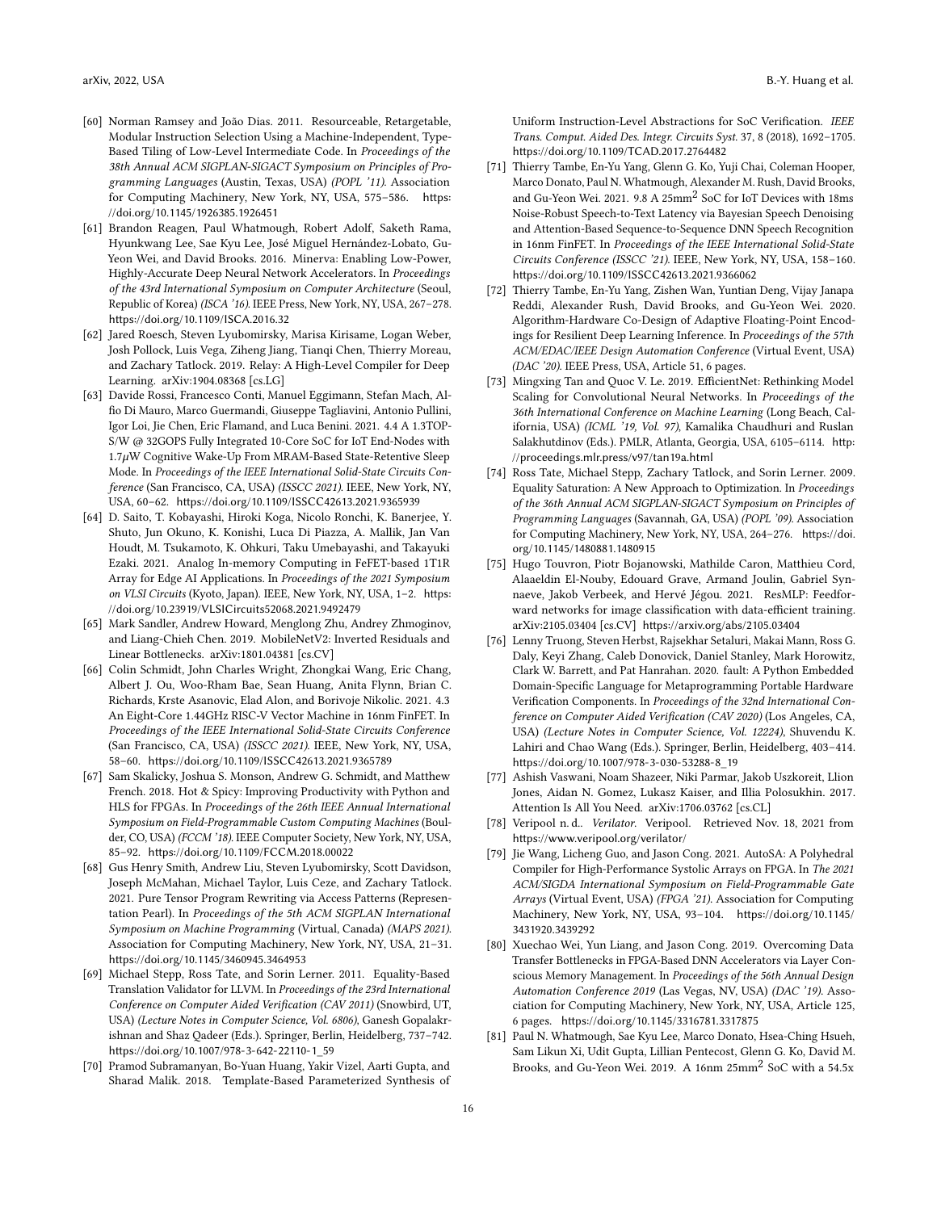[60] Norman Ramsey and João Dias. 2011. Resourceable, Retargetable, Modular Instruction Selection Using a Machine-Independent, Type-Based Tiling of Low-Level Intermediate Code. In *Proceedings of the 38th Annual ACM SIGPLAN-SIGACT Symposium on Principles of Programming Languages* (Austin, Texas, USA) *(POPL '11)*. Association for Computing Machinery, New York, NY, USA, 575–586. https://doi.org/10.1145/1926385.1926451

[61] Brandon Reagen, Paul Whatmough, Robert Adolf, Saketh Rama, Hyunkwang Lee, Sae Kyu Lee, José Miguel Hernández-Lobato, Gu-Yeon Wei, and David Brooks. 2016. Minerva: Enabling Low-Power, Highly-Accurate Deep Neural Network Accelerators. In *Proceedings of the 43rd International Symposium on Computer Architecture* (Seoul, Republic of Korea) *(ISCA '16)*. IEEE Press, New York, NY, USA, 267–278. https://doi.org/10.1109/ISCA.2016.32

[62] Jared Roesch, Steven Lyubomirsky, Marisa Kirisame, Logan Weber, Josh Pollock, Luis Vega, Ziheng Jiang, Tianqi Chen, Thierry Moreau, and Zachary Tatlock. 2019. Relay: A High-Level Compiler for Deep Learning. arXiv:1904.08368 [cs.LG]

[63] Davide Rossi, Francesco Conti, Manuel Eggimann, Stefan Mach, Alfio Di Mauro, Marco Guermandi, Giuseppe Tagliavini, Antonio Pullini, Igor Loi, Jie Chen, Eric Flamand, and Luca Benini. 2021. 4.4 A 1.3TOPS/W @ 32GOPS Fully Integrated 10-Core SoC for IoT End-Nodes with 1.7$\mu$W Cognitive Wake-Up From MRAM-Based State-Retentive Sleep Mode. In *Proceedings of the IEEE International Solid-State Circuits Conference* (San Francisco, CA, USA) *(ISSCC 2021)*. IEEE, New York, NY, USA, 60–62. https://doi.org/10.1109/ISSCC42613.2021.9365939

[64] D. Saito, T. Kobayashi, Hiroki Koga, Nicolo Ronchi, K. Banerjee, Y. Shuto, Jun Okuno, K. Konishi, Luca Di Piazza, A. Mallik, Jan Van Houdt, M. Tsukamoto, K. Ohkuri, Taku Umebayashi, and Takayuki Ezaki. 2021. Analog In-memory Computing in FeFET-based 1T1R Array for Edge AI Applications. In *Proceedings of the 2021 Symposium on VLSI Circuits* (Kyoto, Japan). IEEE, New York, NY, USA, 1–2. https://doi.org/10.23919/VLSICircuits52068.2021.9492479

[65] Mark Sandler, Andrew Howard, Menglong Zhu, Andrey Zhmoginov, and Liang-Chieh Chen. 2019. MobileNetV2: Inverted Residuals and Linear Bottlenecks. arXiv:1801.04381 [cs.CV]

[66] Colin Schmidt, John Charles Wright, Zhongkai Wang, Eric Chang, Albert J. Ou, Woo-Rham Bae, Sean Huang, Anita Flynn, Brian C. Richards, Krste Asanovic, Elad Alon, and Borivoje Nikolic. 2021. 4.3 An Eight-Core 1.44GHz RISC-V Vector Machine in 16nm FinFET. In *Proceedings of the IEEE International Solid-State Circuits Conference* (San Francisco, CA, USA) *(ISSCC 2021)*. IEEE, New York, NY, USA, 58–60. https://doi.org/10.1109/ISSCC42613.2021.9365789

[67] Sam Skalicky, Joshua S. Monson, Andrew G. Schmidt, and Matthew French. 2018. Hot & Spicy: Improving Productivity with Python and HLS for FPGAs. In *Proceedings of the 26th IEEE Annual International Symposium on Field-Programmable Custom Computing Machines* (Boulder, CO, USA) *(FCCM '18)*. IEEE Computer Society, New York, NY, USA, 85–92. https://doi.org/10.1109/FCCM.2018.00022

[68] Gus Henry Smith, Andrew Liu, Steven Lyubomirsky, Scott Davidson, Joseph McMahan, Michael Taylor, Luis Ceze, and Zachary Tatlock. 2021. Pure Tensor Program Rewriting via Access Patterns (Representation Pearl). In *Proceedings of the 5th ACM SIGPLAN International Symposium on Machine Programming* (Virtual, Canada) *(MAPS 2021)*. Association for Computing Machinery, New York, NY, USA, 21–31. https://doi.org/10.1145/3460945.3464953

[69] Michael Stepp, Ross Tate, and Sorin Lerner. 2011. Equality-Based Translation Validator for LLVM. In *Proceedings of the 23rd International Conference on Computer Aided Verification (CAV 2011)* (Snowbird, UT, USA) *(Lecture Notes in Computer Science, Vol. 6806)*, Ganesh Gopalakrishnan and Shaz Qadeer (Eds.). Springer, Berlin, Heidelberg, 737–742. https://doi.org/10.1007/978-3-642-22110-1_59

[70] Pramod Subramanyan, Bo-Yuan Huang, Yakir Vizel, Aarti Gupta, and Sharad Malik. 2018. Template-Based Parameterized Synthesis of Uniform Instruction-Level Abstractions for SoC Verification. *IEEE Trans. Comput. Aided Des. Integr. Circuits Syst.* 37, 8 (2018), 1692–1705. https://doi.org/10.1109/TCAD.2017.2764482

[71] Thierry Tambe, En-Yu Yang, Glenn G. Ko, Yuji Chai, Coleman Hooper, Marco Donato, Paul N. Whatmough, Alexander M. Rush, David Brooks, and Gu-Yeon Wei. 2021. 9.8 A 25mm$^2$ SoC for IoT Devices with 18ms Noise-Robust Speech-to-Text Latency via Bayesian Speech Denoising and Attention-Based Sequence-to-Sequence DNN Speech Recognition in 16nm FinFET. In *Proceedings of the IEEE International Solid-State Circuits Conference (ISSCC '21)*. IEEE, New York, NY, USA, 158–160. https://doi.org/10.1109/ISSCC42613.2021.9366062

[72] Thierry Tambe, En-Yu Yang, Zishen Wan, Yuntian Deng, Vijay Janapa Reddi, Alexander Rush, David Brooks, and Gu-Yeon Wei. 2020. Algorithm-Hardware Co-Design of Adaptive Floating-Point Encodings for Resilient Deep Learning Inference. In *Proceedings of the 57th ACM/EDAC/IEEE Design Automation Conference* (Virtual Event, USA) *(DAC '20)*. IEEE Press, USA, Article 51, 6 pages.

[73] Mingxing Tan and Quoc V. Le. 2019. EfficientNet: Rethinking Model Scaling for Convolutional Neural Networks. In *Proceedings of the 36th International Conference on Machine Learning* (Long Beach, California, USA) *(ICML '19, Vol. 97)*, Kamalika Chaudhuri and Ruslan Salakhutdinov (Eds.). PMLR, Atlanta, Georgia, USA, 6105–6114. http://proceedings.mlr.press/v97/tan19a.html

[74] Ross Tate, Michael Stepp, Zachary Tatlock, and Sorin Lerner. 2009. Equality Saturation: A New Approach to Optimization. In *Proceedings of the 36th Annual ACM SIGPLAN-SIGACT Symposium on Principles of Programming Languages* (Savannah, GA, USA) *(POPL '09)*. Association for Computing Machinery, New York, NY, USA, 264–276. https://doi.org/10.1145/1480881.1480915

[75] Hugo Touvron, Piotr Bojanowski, Mathilde Caron, Matthieu Cord, Alaaeldin El-Nouby, Edouard Grave, Armand Joulin, Gabriel Synnaeve, Jakob Verbeek, and Hervé Jégou. 2021. ResMLP: Feedforward networks for image classification with data-efficient training. arXiv:2105.03404 [cs.CV] https://arxiv.org/abs/2105.03404

[76] Lenny Truong, Steven Herbst, Rajsekhar Setaluri, Makai Mann, Ross G. Daly, Keyi Zhang, Caleb Donovick, Daniel Stanley, Mark Horowitz, Clark W. Barrett, and Pat Hanrahan. 2020. fault: A Python Embedded Domain-Specific Language for Metaprogramming Portable Hardware Verification Components. In *Proceedings of the 32nd International Conference on Computer Aided Verification (CAV 2020)* (Los Angeles, CA, USA) *(Lecture Notes in Computer Science, Vol. 12224)*, Shuvendu K. Lahiri and Chao Wang (Eds.). Springer, Berlin, Heidelberg, 403–414. https://doi.org/10.1007/978-3-030-53288-8_19

[77] Ashish Vaswani, Noam Shazeer, Niki Parmar, Jakob Uszkoreit, Llion Jones, Aidan N. Gomez, Lukasz Kaiser, and Illia Polosukhin. 2017. Attention Is All You Need. arXiv:1706.03762 [cs.CL]

[78] Veripool n. d.. *Verilator*. Veripool. Retrieved Nov. 18, 2021 from https://www.veripool.org/verilator/

[79] Jie Wang, Licheng Guo, and Jason Cong. 2021. AutoSA: A Polyhedral Compiler for High-Performance Systolic Arrays on FPGA. In *The 2021 ACM/SIGDA International Symposium on Field-Programmable Gate Arrays* (Virtual Event, USA) *(FPGA '21)*. Association for Computing Machinery, New York, NY, USA, 93–104. https://doi.org/10.1145/3431920.3439292

[80] Xuechao Wei, Yun Liang, and Jason Cong. 2019. Overcoming Data Transfer Bottlenecks in FPGA-Based DNN Accelerators via Layer Conscious Memory Management. In *Proceedings of the 56th Annual Design Automation Conference 2019* (Las Vegas, NV, USA) *(DAC '19)*. Association for Computing Machinery, New York, NY, USA, Article 125, 6 pages. https://doi.org/10.1145/3316781.3317875

[81] Paul N. Whatmough, Sae Kyu Lee, Marco Donato, Hsea-Ching Hsueh, Sam Likun Xi, Udit Gupta, Lillian Pentecost, Glenn G. Ko, David M. Brooks, and Gu-Yeon Wei. 2019. A 16nm 25mm$^2$ SoC with a 54.5x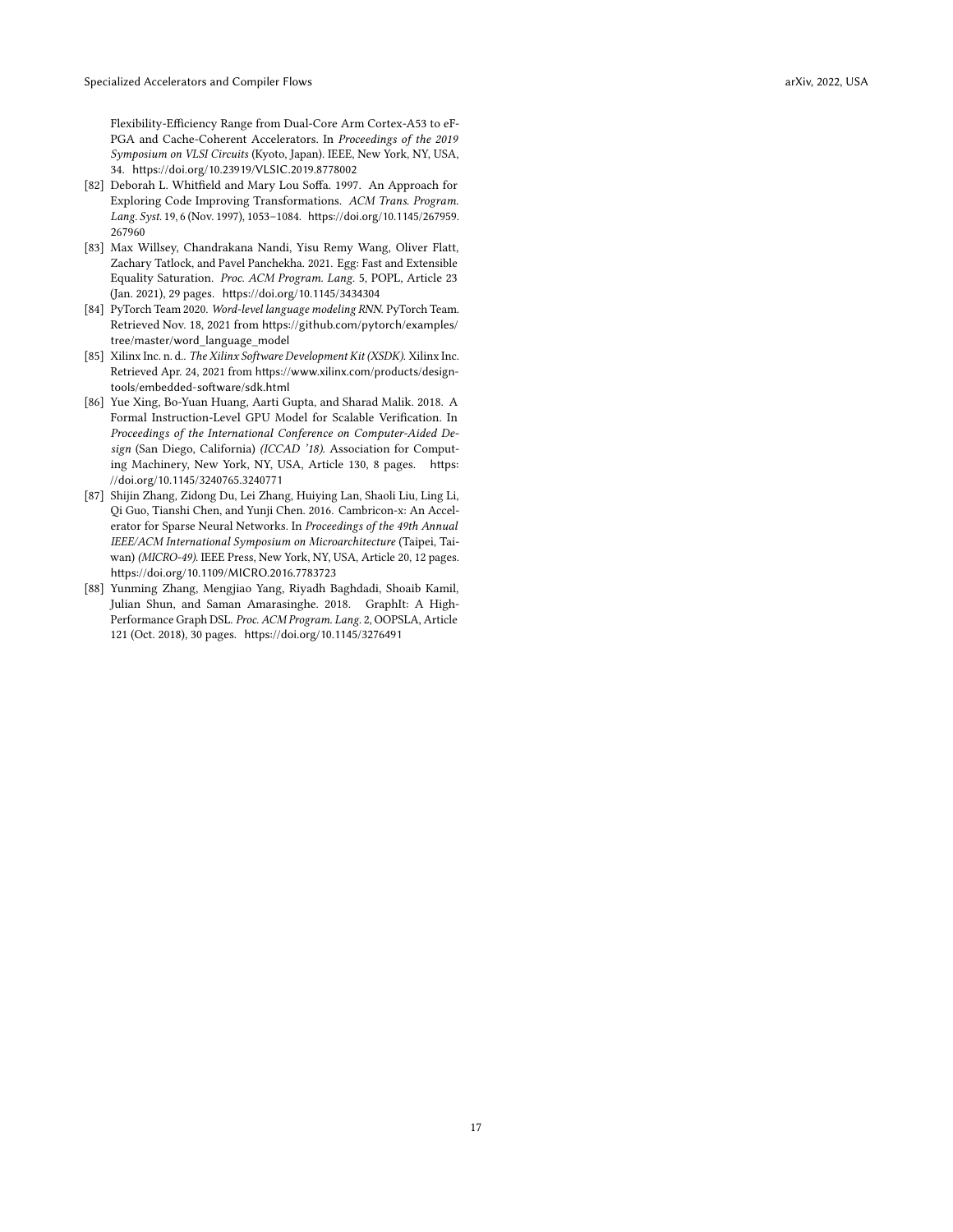Flexibility-Efficiency Range from Dual-Core Arm Cortex-A53 to eFPGA and Cache-Coherent Accelerators. In *Proceedings of the 2019 Symposium on VLSI Circuits* (Kyoto, Japan). IEEE, New York, NY, USA, 34. https://doi.org/10.23919/VLSIC.2019.8778002

- [82] Deborah L. Whitfield and Mary Lou Soffa. 1997. An Approach for Exploring Code Improving Transformations. *ACM Trans. Program. Lang. Syst.* 19, 6 (Nov. 1997), 1053–1084. https://doi.org/10.1145/267959.267960
- [83] Max Willsey, Chandrakana Nandi, Yisu Remy Wang, Oliver Flatt, Zachary Tatlock, and Pavel Panchekha. 2021. Egg: Fast and Extensible Equality Saturation. *Proc. ACM Program. Lang.* 5, POPL, Article 23 (Jan. 2021), 29 pages. https://doi.org/10.1145/3434304
- [84] PyTorch Team 2020. *Word-level language modeling RNN*. PyTorch Team. Retrieved Nov. 18, 2021 from https://github.com/pytorch/examples/tree/master/word_language_model
- [85] Xilinx Inc. n. d.. *The Xilinx Software Development Kit (XSDK)*. Xilinx Inc. Retrieved Apr. 24, 2021 from https://www.xilinx.com/products/design-tools/embedded-software/sdk.html
- [86] Yue Xing, Bo-Yuan Huang, Aarti Gupta, and Sharad Malik. 2018. A Formal Instruction-Level GPU Model for Scalable Verification. In *Proceedings of the International Conference on Computer-Aided Design* (San Diego, California) *(ICCAD '18)*. Association for Computing Machinery, New York, NY, USA, Article 130, 8 pages. https://doi.org/10.1145/3240765.3240771
- [87] Shijin Zhang, Zidong Du, Lei Zhang, Huiying Lan, Shaoli Liu, Ling Li, Qi Guo, Tianshi Chen, and Yunji Chen. 2016. Cambricon-x: An Accelerator for Sparse Neural Networks. In *Proceedings of the 49th Annual IEEE/ACM International Symposium on Microarchitecture* (Taipei, Taiwan) *(MICRO-49)*. IEEE Press, New York, NY, USA, Article 20, 12 pages. https://doi.org/10.1109/MICRO.2016.7783723
- [88] Yunming Zhang, Mengjiao Yang, Riyadh Baghdadi, Shoaib Kamil, Julian Shun, and Saman Amarasinghe. 2018. GraphIt: A High-Performance Graph DSL. *Proc. ACM Program. Lang.* 2, OOPSLA, Article 121 (Oct. 2018), 30 pages. https://doi.org/10.1145/3276491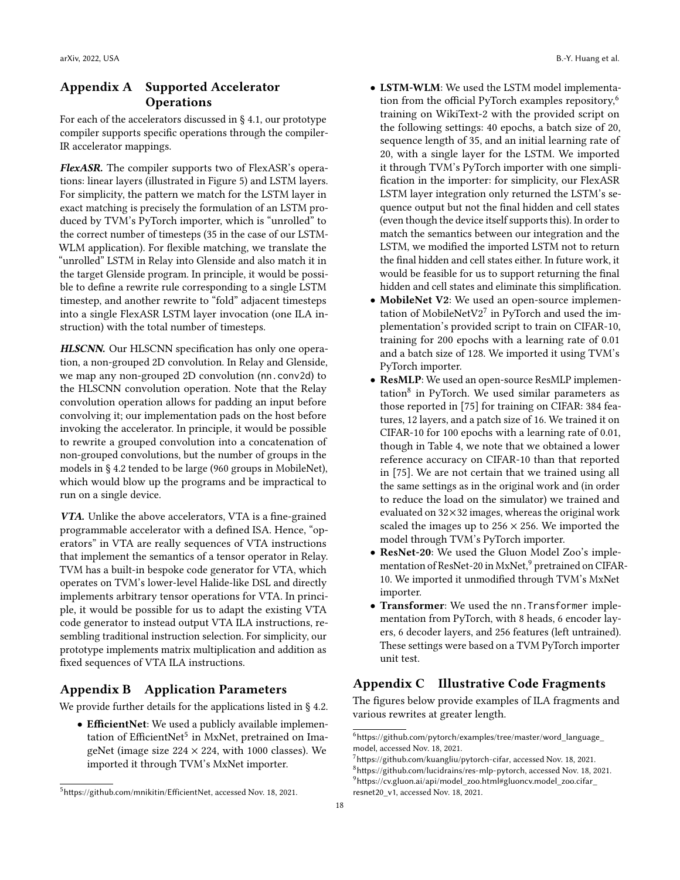# Appendix A Supported Accelerator Operations

For each of the accelerators discussed in § 4.1, our prototype compiler supports specific operations through the compiler-IR accelerator mappings.

***FlexASR.*** The compiler supports two of FlexASR's operations: linear layers (illustrated in Figure 5) and LSTM layers. For simplicity, the pattern we match for the LSTM layer in exact matching is precisely the formulation of an LSTM produced by TVM's PyTorch importer, which is "unrolled" to the correct number of timesteps (35 in the case of our LSTM-WLM application). For flexible matching, we translate the "unrolled" LSTM in Relay into Glenside and also match it in the target Glenside program. In principle, it would be possible to define a rewrite rule corresponding to a single LSTM timestep, and another rewrite to "fold" adjacent timesteps into a single FlexASR LSTM layer invocation (one ILA instruction) with the total number of timesteps.

***HLSCNN.*** Our HLSCNN specification has only one operation, a non-grouped 2D convolution. In Relay and Glenside, we map any non-grouped 2D convolution (`nn.conv2d`) to the HLSCNN convolution operation. Note that the Relay convolution operation allows for padding an input before convolving it; our implementation pads on the host before invoking the accelerator. In principle, it would be possible to rewrite a grouped convolution into a concatenation of non-grouped convolutions, but the number of groups in the models in § 4.2 tended to be large (960 groups in MobileNet), which would blow up the programs and be impractical to run on a single device.

***VTA.*** Unlike the above accelerators, VTA is a fine-grained programmable accelerator with a defined ISA. Hence, "operators" in VTA are really sequences of VTA instructions that implement the semantics of a tensor operator in Relay. TVM has a built-in bespoke code generator for VTA, which operates on TVM's lower-level Halide-like DSL and directly implements arbitrary tensor operations for VTA. In principle, it would be possible for us to adapt the existing VTA code generator to instead output VTA ILA instructions, resembling traditional instruction selection. For simplicity, our prototype implements matrix multiplication and addition as fixed sequences of VTA ILA instructions.

# Appendix B Application Parameters

We provide further details for the applications listed in § 4.2.

- **EfficientNet**: We used a publicly available implementation of EfficientNet[5] in MxNet, pretrained on ImageNet (image size $224 \times 224$, with 1000 classes). We imported it through TVM's MxNet importer.
- **LSTM-WLM**: We used the LSTM model implementation from the official PyTorch examples repository,[6] training on WikiText-2 with the provided script on the following settings: 40 epochs, a batch size of 20, sequence length of 35, and an initial learning rate of 20, with a single layer for the LSTM. We imported it through TVM's PyTorch importer with one simplification in the importer: for simplicity, our FlexASR LSTM layer integration only returned the LSTM's sequence output but not the final hidden and cell states (even though the device itself supports this). In order to match the semantics between our integration and the LSTM, we modified the imported LSTM not to return the final hidden and cell states either. In future work, it would be feasible for us to support returning the final hidden and cell states and eliminate this simplification.
- **MobileNet V2**: We used an open-source implementation of MobileNetV2[7] in PyTorch and used the implementation's provided script to train on CIFAR-10, training for 200 epochs with a learning rate of 0.01 and a batch size of 128. We imported it using TVM's PyTorch importer.
- **ResMLP**: We used an open-source ResMLP implementation[8] in PyTorch. We used similar parameters as those reported in [75] for training on CIFAR: 384 features, 12 layers, and a patch size of 16. We trained it on CIFAR-10 for 100 epochs with a learning rate of 0.01, though in Table 4, we note that we obtained a lower reference accuracy on CIFAR-10 than that reported in [75]. We are not certain that we trained using all the same settings as in the original work and (in order to reduce the load on the simulator) we trained and evaluated on $32 \times 32$ images, whereas the original work scaled the images up to $256 \times 256$. We imported the model through TVM's PyTorch importer.
- **ResNet-20**: We used the Gluon Model Zoo's implementation of ResNet-20 in MxNet,[9] pretrained on CIFAR-10. We imported it unmodified through TVM's MxNet importer.
- **Transformer**: We used the `nn.Transformer` implementation from PyTorch, with 8 heads, 6 encoder layers, 6 decoder layers, and 256 features (left untrained). These settings were based on a TVM PyTorch importer unit test.

# Appendix C Illustrative Code Fragments

The figures below provide examples of ILA fragments and various rewrites at greater length.

---

[5] https://github.com/mnikitin/EfficientNet, accessed Nov. 18, 2021.

[6] https://github.com/pytorch/examples/tree/master/word_language_model, accessed Nov. 18, 2021.

[7] https://github.com/kuangliu/pytorch-cifar, accessed Nov. 18, 2021.

[8] https://github.com/lucidrains/res-mlp-pytorch, accessed Nov. 18, 2021.

[9] https://cv.gluon.ai/api/model_zoo.html#gluoncv.model_zoo.cifar_resnet20_v1, accessed Nov. 18, 2021.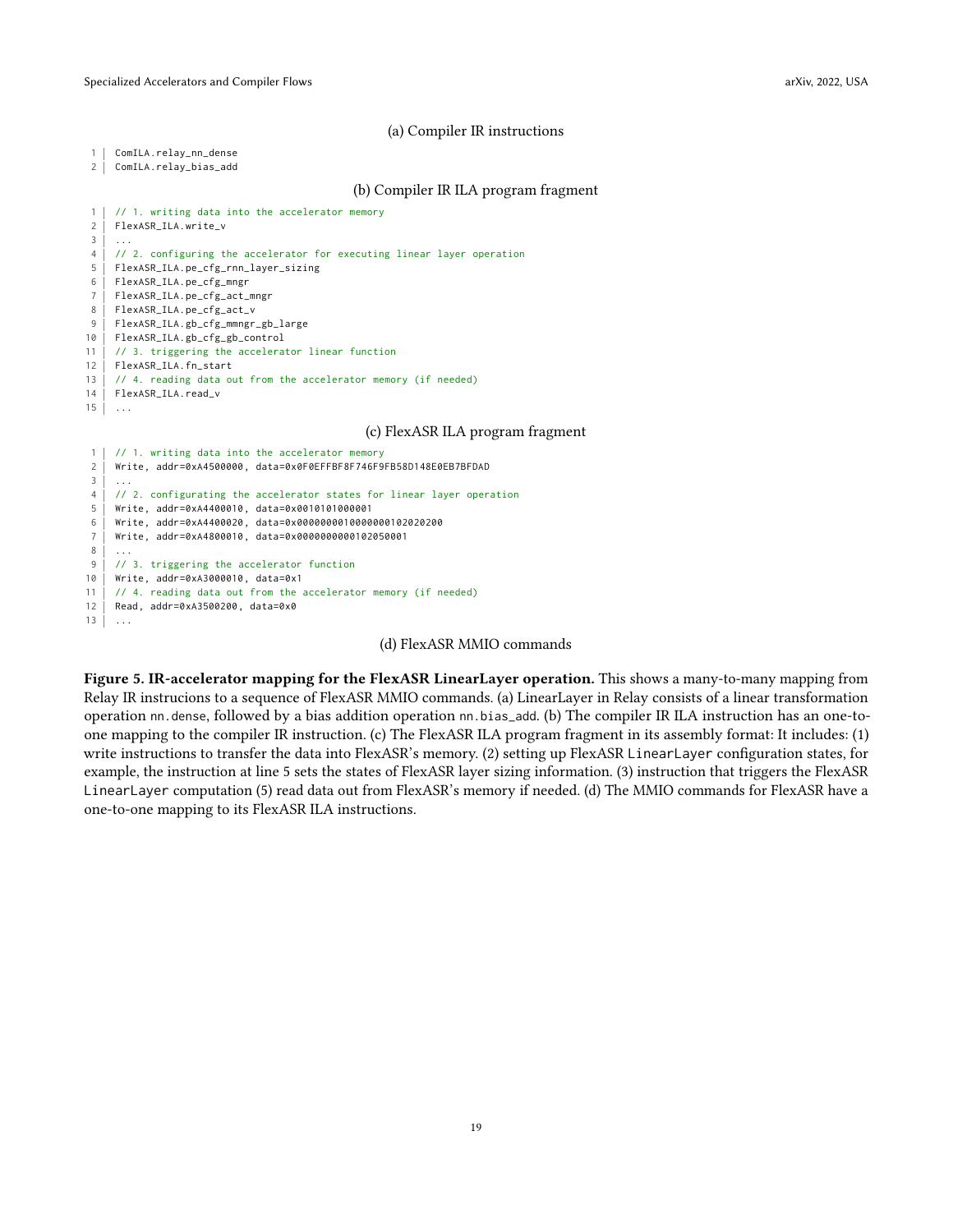(a) Compiler IR instructions

```
1 | ComILA.relay_nn_dense
2 | ComILA.relay_bias_add
```

(b) Compiler IR ILA program fragment

```
1  | // 1. writing data into the accelerator memory
2  | FlexASR_ILA.write_v
3  | ...
4  | // 2. configuring the accelerator for executing linear layer operation
5  | FlexASR_ILA.pe_cfg_rnn_layer_sizing
6  | FlexASR_ILA.pe_cfg_mngr
7  | FlexASR_ILA.pe_cfg_act_mngr
8  | FlexASR_ILA.pe_cfg_act_v
9  | FlexASR_ILA.gb_cfg_mmngr_gb_large
10 | FlexASR_ILA.gb_cfg_gb_control
11 | // 3. triggering the accelerator linear function
12 | FlexASR_ILA.fn_start
13 | // 4. reading data out from the accelerator memory (if needed)
14 | FlexASR_ILA.read_v
15 | ...
```

(c) FlexASR ILA program fragment

```
1  | // 1. writing data into the accelerator memory
2  | Write, addr=0xA4500000, data=0x0F0EFFBF8F746F9FB58D148E0EB7BFDAD
3  | ...
4  | // 2. configurating the accelerator states for linear layer operation
5  | Write, addr=0xA4400010, data=0x0010101000001
6  | Write, addr=0xA4400020, data=0x000000001000000102020200
7  | Write, addr=0xA4800010, data=0x0000000000102050001
8  | ...
9  | // 3. triggering the accelerator function
10 | Write, addr=0xA3000010, data=0x1
11 | // 4. reading data out from the accelerator memory (if needed)
12 | Read, addr=0xA3500200, data=0x0
13 | ...
```

(d) FlexASR MMIO commands

**Figure 5. IR-accelerator mapping for the FlexASR LinearLayer operation.** This shows a many-to-many mapping from Relay IR instrucions to a sequence of FlexASR MMIO commands. (a) LinearLayer in Relay consists of a linear transformation operation `nn.dense`, followed by a bias addition operation `nn.bias_add`. (b) The compiler IR ILA instruction has an one-to-one mapping to the compiler IR instruction. (c) The FlexASR ILA program fragment in its assembly format: It includes: (1) write instructions to transfer the data into FlexASR's memory. (2) setting up FlexASR `LinearLayer` configuration states, for example, the instruction at line 5 sets the states of FlexASR layer sizing information. (3) instruction that triggers the FlexASR `LinearLayer` computation (5) read data out from FlexASR's memory if needed. (d) The MMIO commands for FlexASR have a one-to-one mapping to its FlexASR ILA instructions.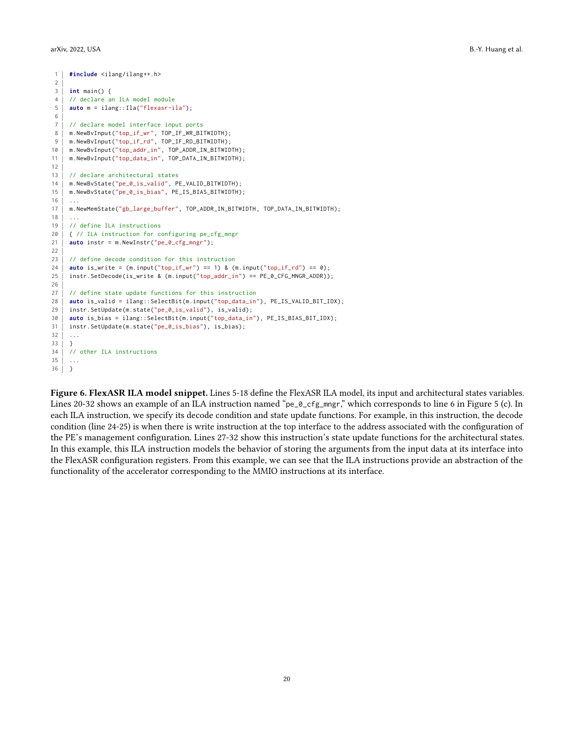```cpp
#include <ilang/ilang++.h>

int main() {
// declare an ILA model module
auto m = ilang::Ila("flexasr-ila");

// declare model interface input ports
m.NewBvInput("top_if_wr", TOP_IF_WR_BITWIDTH);
m.NewBvInput("top_if_rd", TOP_IF_RD_BITWIDTH);
m.NewBvInput("top_addr_in", TOP_ADDR_IN_BITWIDTH);
m.NewBvInput("top_data_in", TOP_DATA_IN_BITWIDTH);

// declare architectural states
m.NewBvState("pe_0_is_valid", PE_VALID_BITWIDTH);
m.NewBvState("pe_0_is_bias", PE_IS_BIAS_BITWIDTH);
...
m.NewMemState("gb_large_buffer", TOP_ADDR_IN_BITWIDTH, TOP_DATA_IN_BITWIDTH);
...
// define ILA instructions
{ // ILA instruction for configuring pe_cfg_mngr
auto instr = m.NewInstr("pe_0_cfg_mngr");

// define decode condition for this instruction
auto is_write = (m.input("top_if_wr") == 1) & (m.input("top_if_rd") == 0);
instr.SetDecode(is_write & (m.input("top_addr_in") == PE_0_CFG_MNGR_ADDR));

// define state update functions for this instruction
auto is_valid = ilang::SelectBit(m.input("top_data_in"), PE_IS_VALID_BIT_IDX);
instr.SetUpdate(m.state("pe_0_is_valid"), is_valid);
auto is_bias = ilang::SelectBit(m.input("top_data_in"), PE_IS_BIAS_BIT_IDX);
instr.SetUpdate(m.state("pe_0_is_bias"), is_bias);
...
}
// other ILA instructions
...
}
```

**Figure 6. FlexASR ILA model snippet.** Lines 5-18 define the FlexASR ILA model, its input and architectural states variables. Lines 20-32 shows an example of an ILA instruction named "`pe_0_cfg_mngr`," which corresponds to line 6 in Figure 5 (c). In each ILA instruction, we specify its decode condition and state update functions. For example, in this instruction, the decode condition (line 24-25) is when there is write instruction at the top interface to the address associated with the configuration of the PE's management configuration. Lines 27-32 show this instruction's state update functions for the architectural states. In this example, this ILA instruction models the behavior of storing the arguments from the input data at its interface into the FlexASR configuration registers. From this example, we can see that the ILA instructions provide an abstraction of the functionality of the accelerator corresponding to the MMIO instructions at its interface.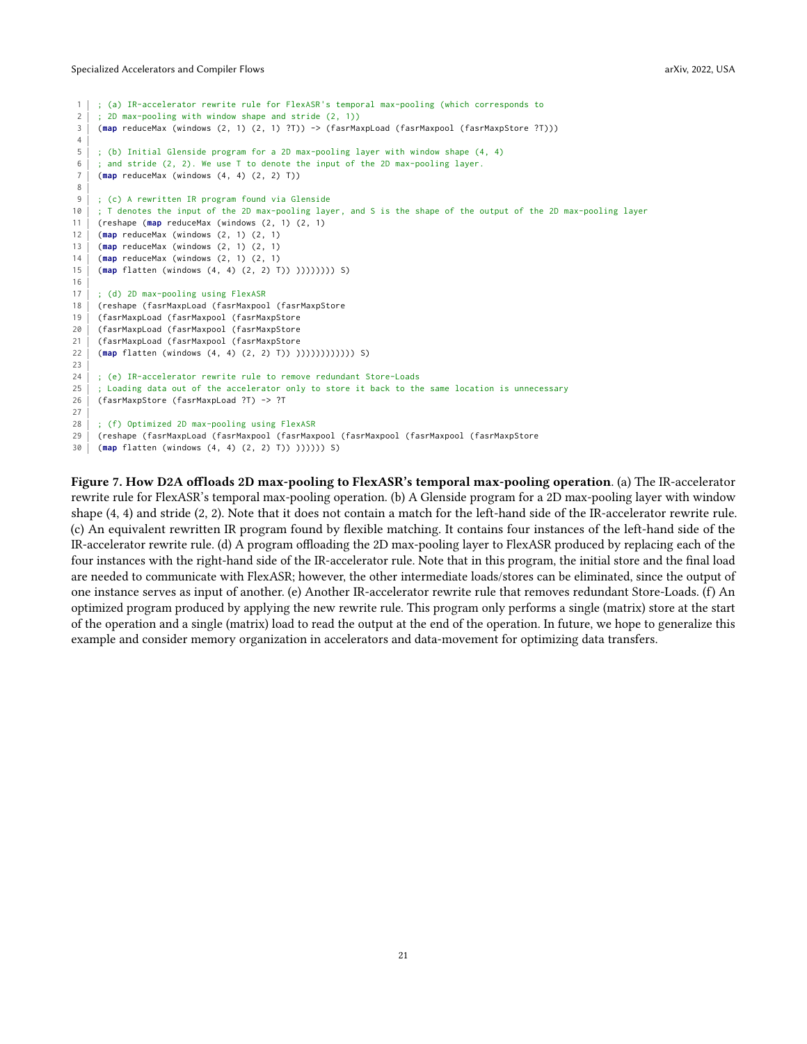```
; (a) IR-accelerator rewrite rule for FlexASR's temporal max-pooling (which corresponds to
; 2D max-pooling with window shape and stride (2, 1))
(map reduceMax (windows (2, 1) (2, 1) ?T)) -> (fasrMaxpLoad (fasrMaxpool (fasrMaxpStore ?T)))

; (b) Initial Glenside program for a 2D max-pooling layer with window shape (4, 4)
; and stride (2, 2). We use T to denote the input of the 2D max-pooling layer.
(map reduceMax (windows (4, 4) (2, 2) T))

; (c) A rewritten IR program found via Glenside
; T denotes the input of the 2D max-pooling layer, and S is the shape of the output of the 2D max-pooling layer
(reshape (map reduceMax (windows (2, 1) (2, 1)
(map reduceMax (windows (2, 1) (2, 1)
(map reduceMax (windows (2, 1) (2, 1)
(map reduceMax (windows (2, 1) (2, 1)
(map flatten (windows (4, 4) (2, 2) T)) )))))))) S)

; (d) 2D max-pooling using FlexASR
(reshape (fasrMaxpLoad (fasrMaxpool (fasrMaxpStore
(fasrMaxpLoad (fasrMaxpool (fasrMaxpStore
(fasrMaxpLoad (fasrMaxpool (fasrMaxpStore
(fasrMaxpLoad (fasrMaxpool (fasrMaxpStore
(map flatten (windows (4, 4) (2, 2) T)) )))))))))))) S)

; (e) IR-accelerator rewrite rule to remove redundant Store-Loads
; Loading data out of the accelerator only to store it back to the same location is unnecessary
(fasrMaxpStore (fasrMaxpLoad ?T) -> ?T

; (f) Optimized 2D max-pooling using FlexASR
(reshape (fasrMaxpLoad (fasrMaxpool (fasrMaxpool (fasrMaxpool (fasrMaxpool (fasrMaxpStore
(map flatten (windows (4, 4) (2, 2) T)) )))))) S)
```

**Figure 7. How D2A offloads 2D max-pooling to FlexASR's temporal max-pooling operation**. (a) The IR-accelerator rewrite rule for FlexASR's temporal max-pooling operation. (b) A Glenside program for a 2D max-pooling layer with window shape (4, 4) and stride (2, 2). Note that it does not contain a match for the left-hand side of the IR-accelerator rewrite rule. (c) An equivalent rewritten IR program found by flexible matching. It contains four instances of the left-hand side of the IR-accelerator rewrite rule. (d) A program offloading the 2D max-pooling layer to FlexASR produced by replacing each of the four instances with the right-hand side of the IR-accelerator rule. Note that in this program, the initial store and the final load are needed to communicate with FlexASR; however, the other intermediate loads/stores can be eliminated, since the output of one instance serves as input of another. (e) Another IR-accelerator rewrite rule that removes redundant Store-Loads. (f) An optimized program produced by applying the new rewrite rule. This program only performs a single (matrix) store at the start of the operation and a single (matrix) load to read the output at the end of the operation. In future, we hope to generalize this example and consider memory organization in accelerators and data-movement for optimizing data transfers.